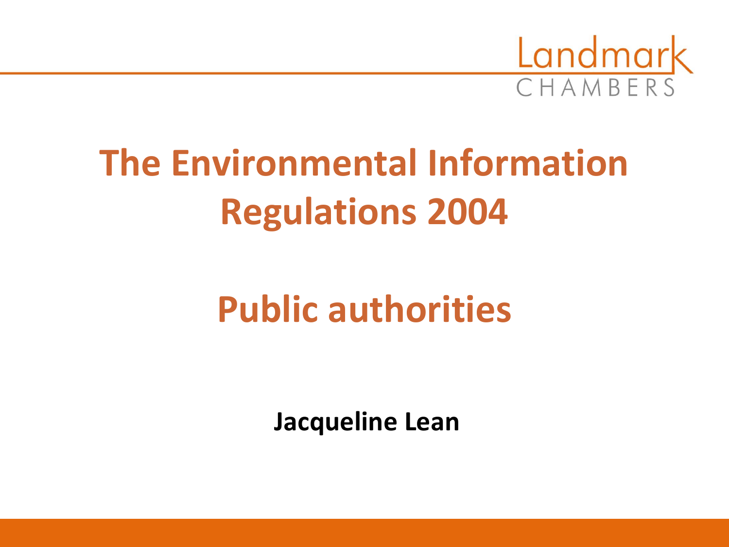Landmark CHAMBERS

# The Environmental Information Regulations 2004

# Public authorities

**Jacqueline Lean**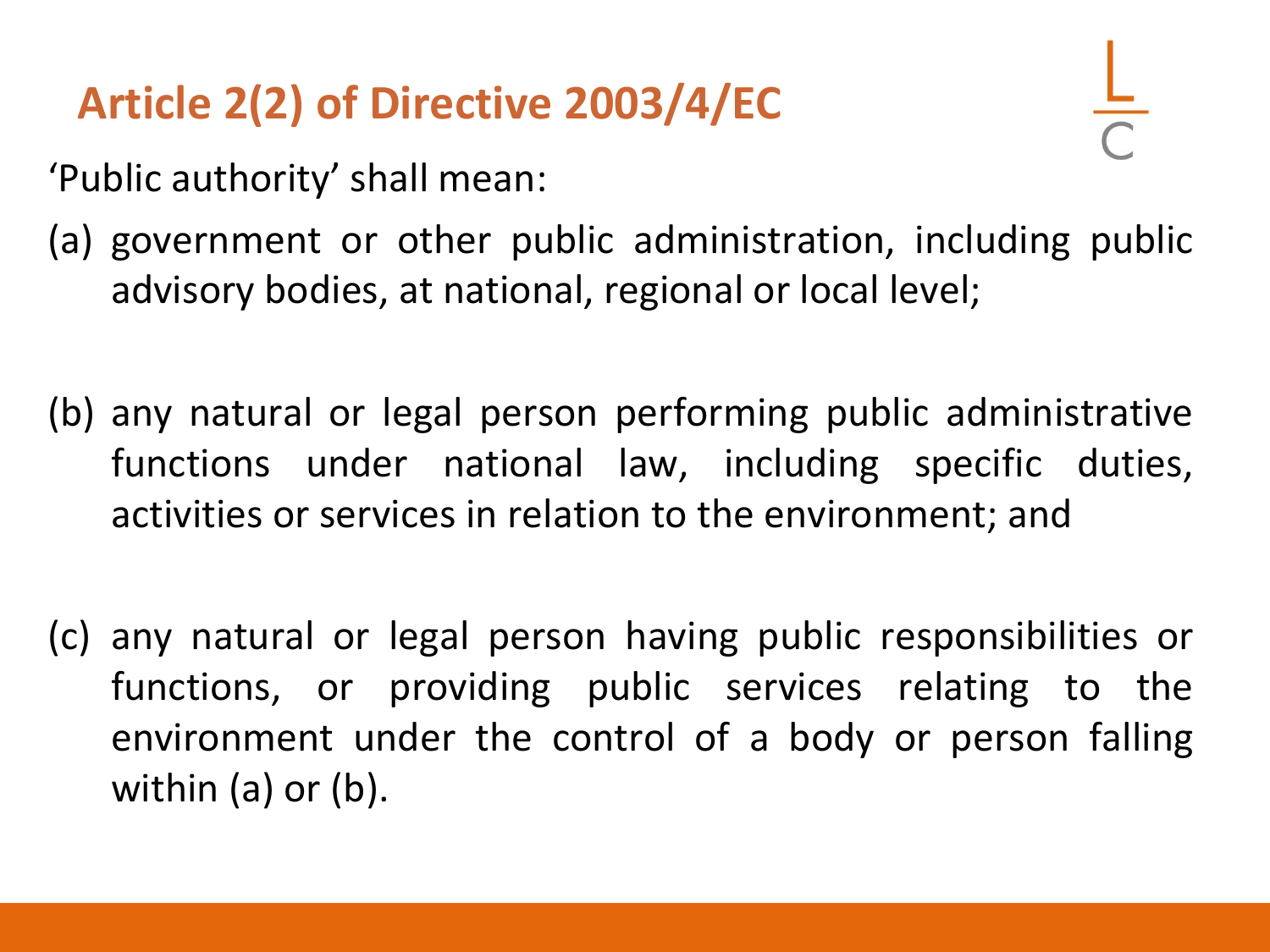## Article 2(2) of Directive 2003/4/EC

'Public authority' shall mean:

(a) government or other public administration, including public advisory bodies, at national, regional or local level;

(b) any natural or legal person performing public administrative functions under national law, including specific duties, activities or services in relation to the environment; and

(c) any natural or legal person having public responsibilities or functions, or providing public services relating to the environment under the control of a body or person falling within (a) or (b).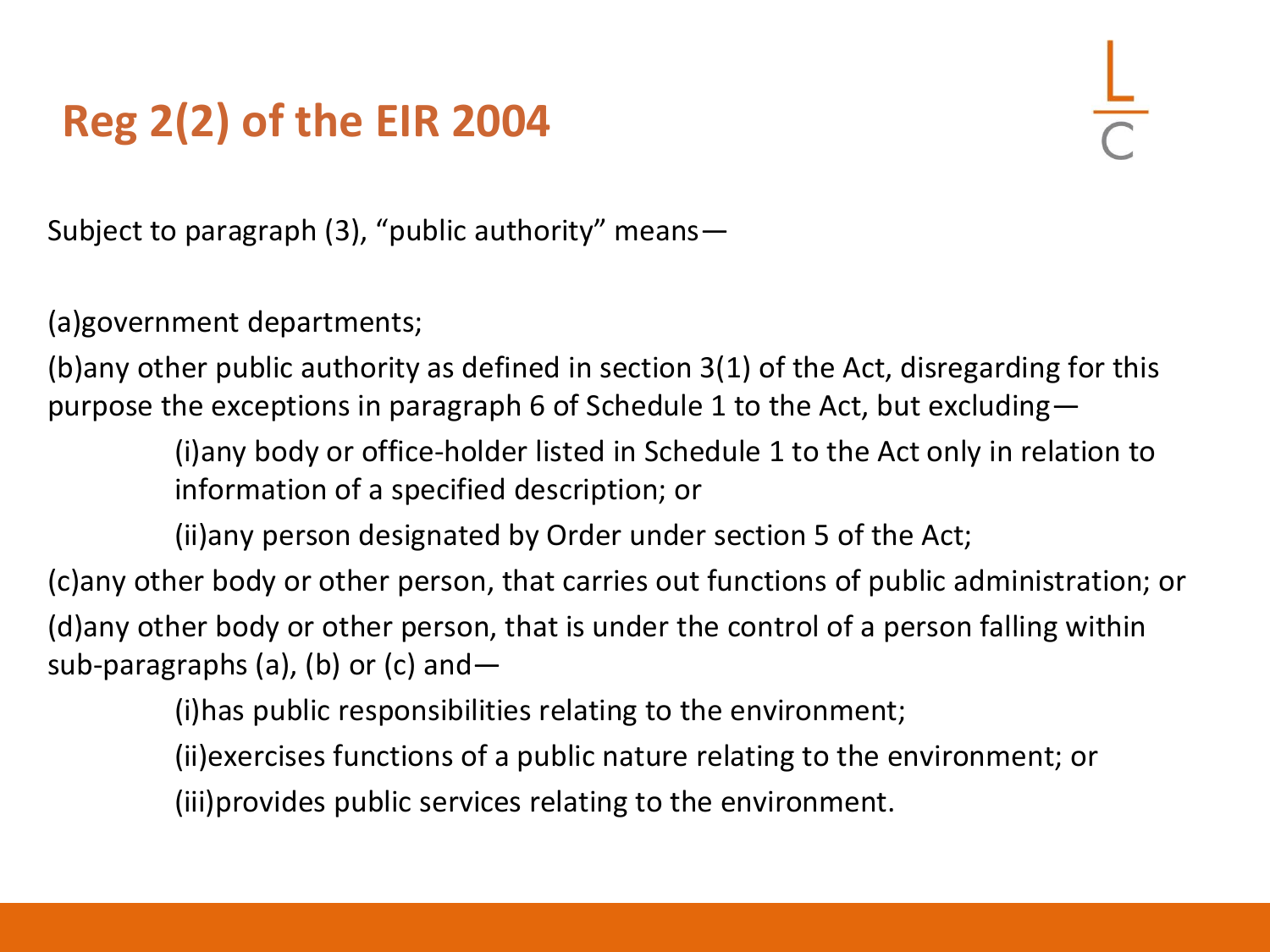# Reg 2(2) of the EIR 2004

Subject to paragraph (3), "public authority" means—

(a)government departments;

(b)any other public authority as defined in section 3(1) of the Act, disregarding for this purpose the exceptions in paragraph 6 of Schedule 1 to the Act, but excluding—

> (i)any body or office-holder listed in Schedule 1 to the Act only in relation to information of a specified description; or
>
> (ii)any person designated by Order under section 5 of the Act;

(c)any other body or other person, that carries out functions of public administration; or

(d)any other body or other person, that is under the control of a person falling within sub-paragraphs (a), (b) or (c) and—

> (i)has public responsibilities relating to the environment;
>
> (ii)exercises functions of a public nature relating to the environment; or
>
> (iii)provides public services relating to the environment.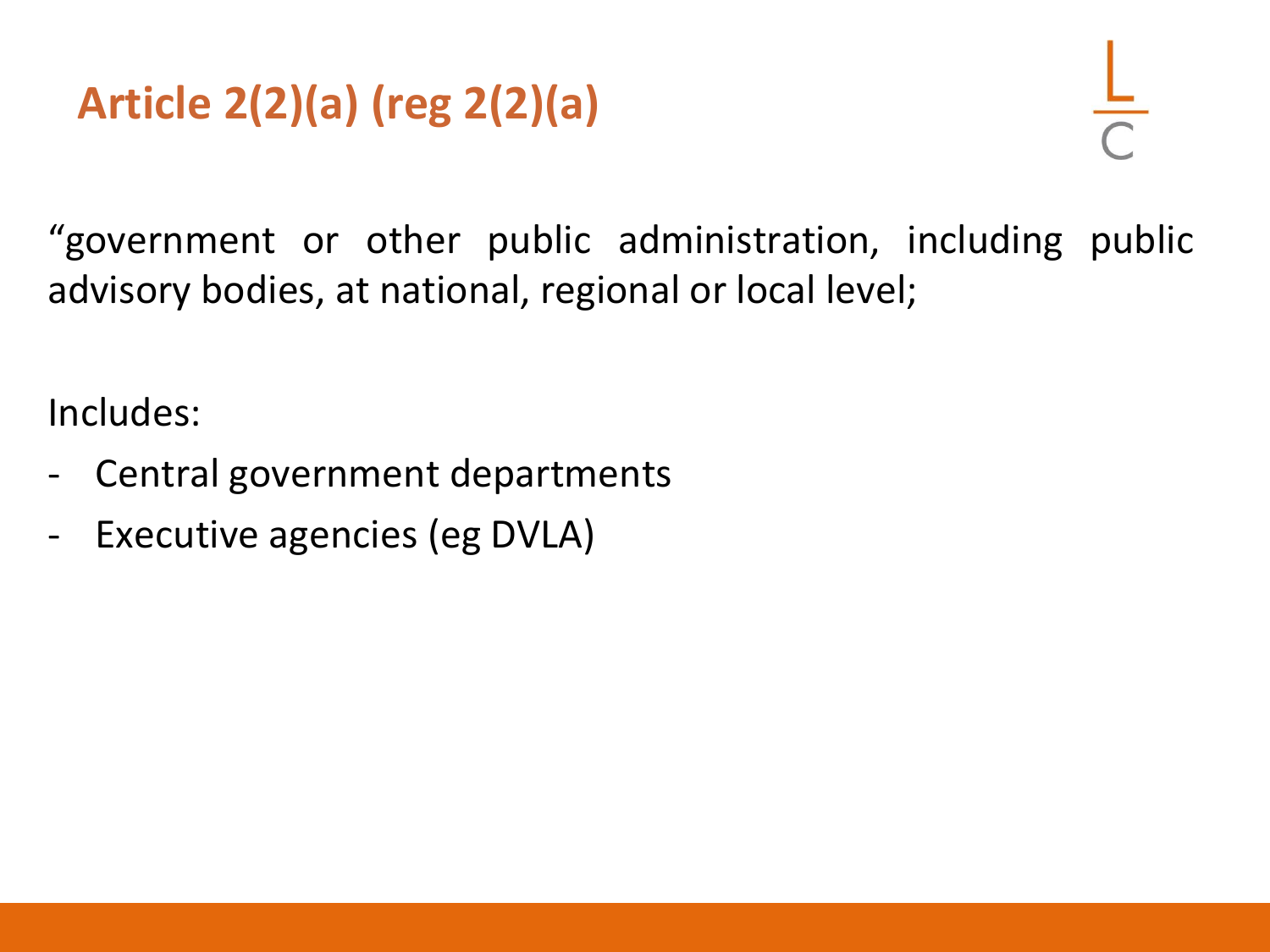## Article 2(2)(a) (reg 2(2)(a)

"government or other public administration, including public advisory bodies, at national, regional or local level;

Includes:

- Central government departments
- Executive agencies (eg DVLA)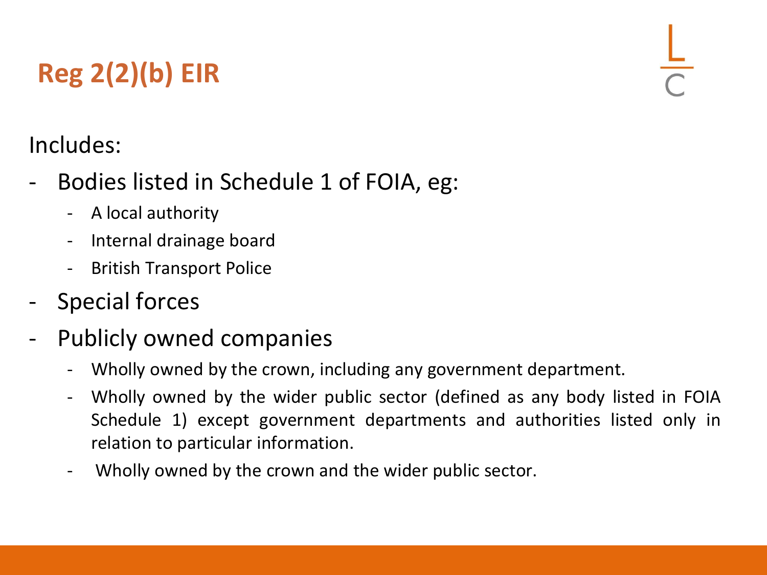# Reg 2(2)(b) EIR

Includes:

- Bodies listed in Schedule 1 of FOIA, eg:
  - A local authority
  - Internal drainage board
  - British Transport Police
- Special forces
- Publicly owned companies
  - Wholly owned by the crown, including any government department.
  - Wholly owned by the wider public sector (defined as any body listed in FOIA Schedule 1) except government departments and authorities listed only in relation to particular information.
  - Wholly owned by the crown and the wider public sector.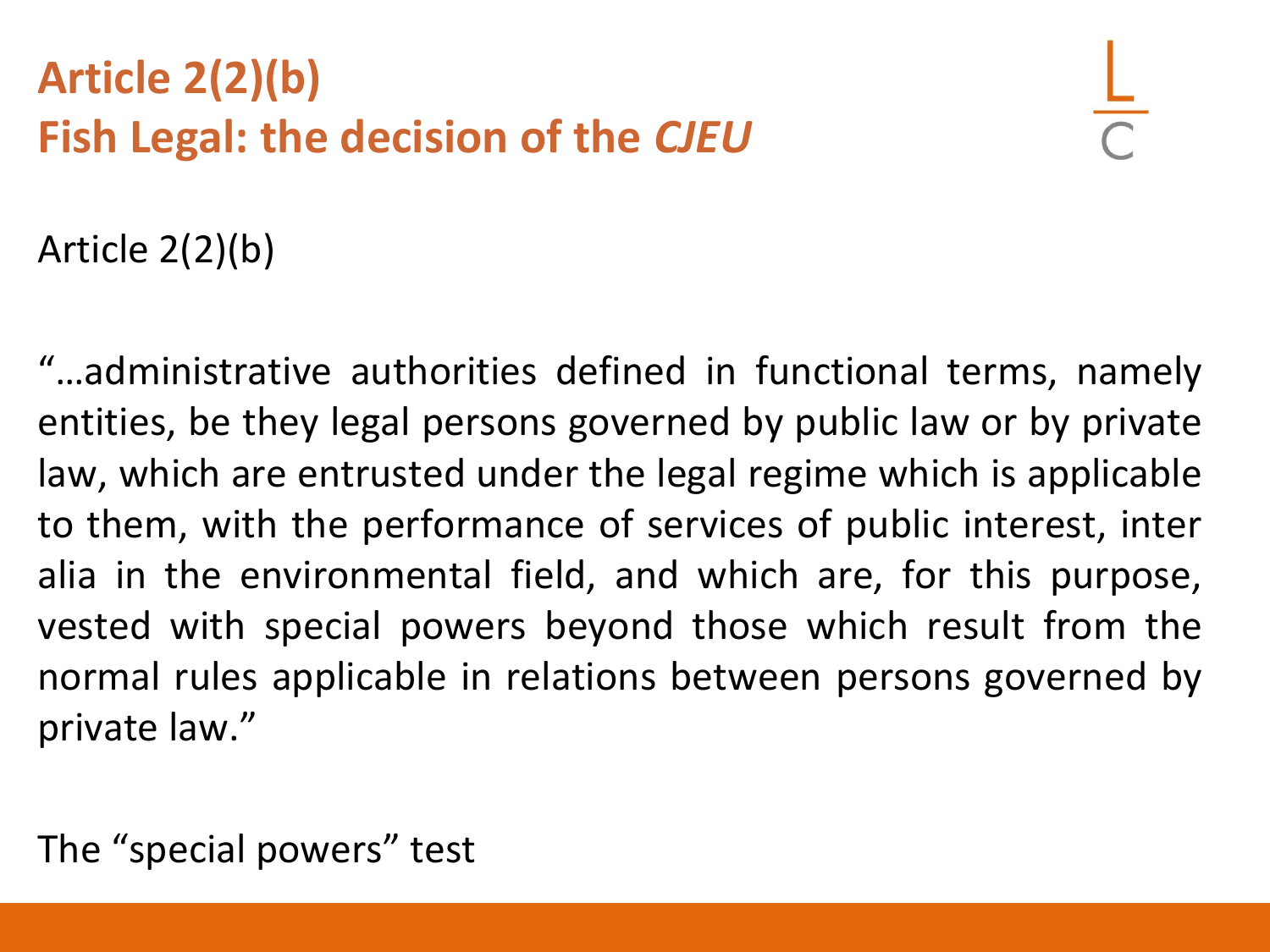## Article 2(2)(b)
## Fish Legal: the decision of the *CJEU*

Article 2(2)(b)

"…administrative authorities defined in functional terms, namely entities, be they legal persons governed by public law or by private law, which are entrusted under the legal regime which is applicable to them, with the performance of services of public interest, inter alia in the environmental field, and which are, for this purpose, vested with special powers beyond those which result from the normal rules applicable in relations between persons governed by private law."

The "special powers" test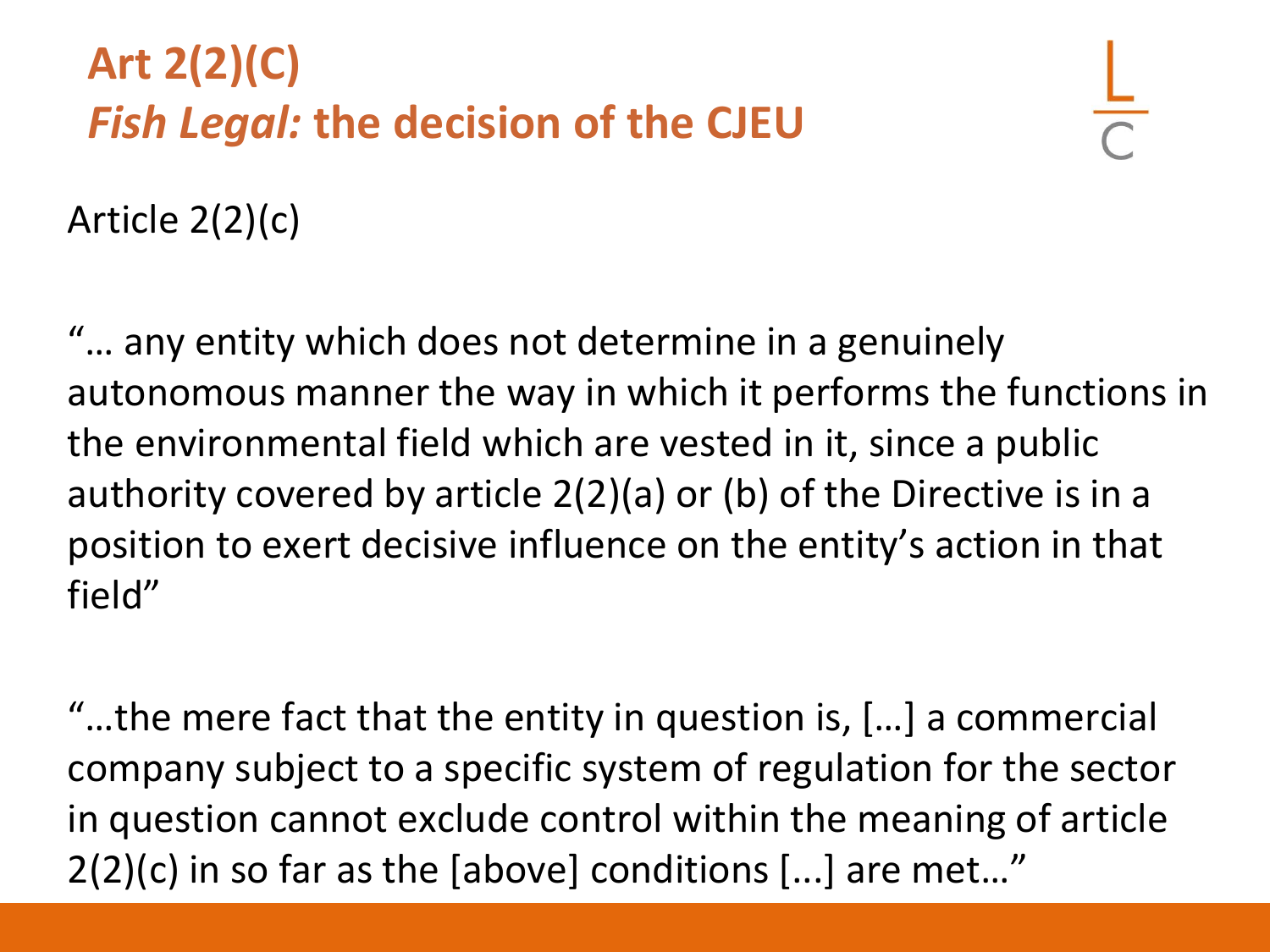# Art 2(2)(C)
## *Fish Legal:* the decision of the CJEU

Article 2(2)(c)

"… any entity which does not determine in a genuinely autonomous manner the way in which it performs the functions in the environmental field which are vested in it, since a public authority covered by article 2(2)(a) or (b) of the Directive is in a position to exert decisive influence on the entity's action in that field"

"…the mere fact that the entity in question is, […] a commercial company subject to a specific system of regulation for the sector in question cannot exclude control within the meaning of article 2(2)(c) in so far as the [above] conditions [...] are met…"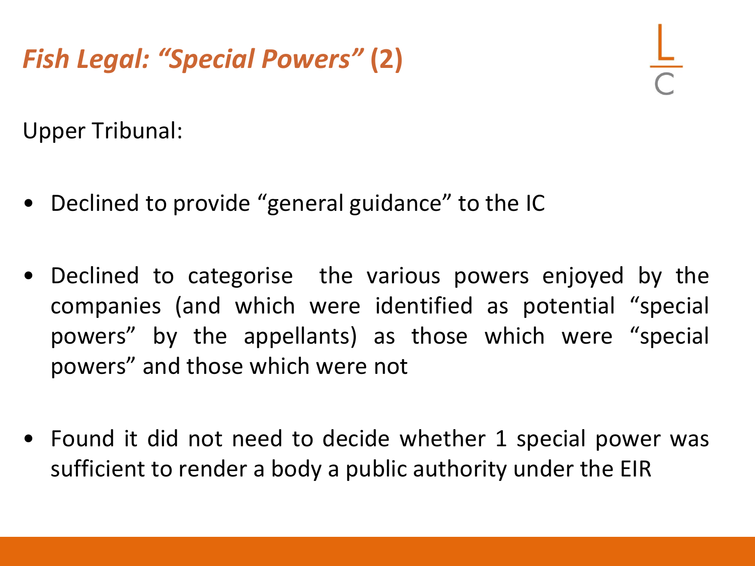# *Fish Legal: "Special Powers"* (2)

Upper Tribunal:

- Declined to provide "general guidance" to the IC
- Declined to categorise the various powers enjoyed by the companies (and which were identified as potential "special powers" by the appellants) as those which were "special powers" and those which were not
- Found it did not need to decide whether 1 special power was sufficient to render a body a public authority under the EIR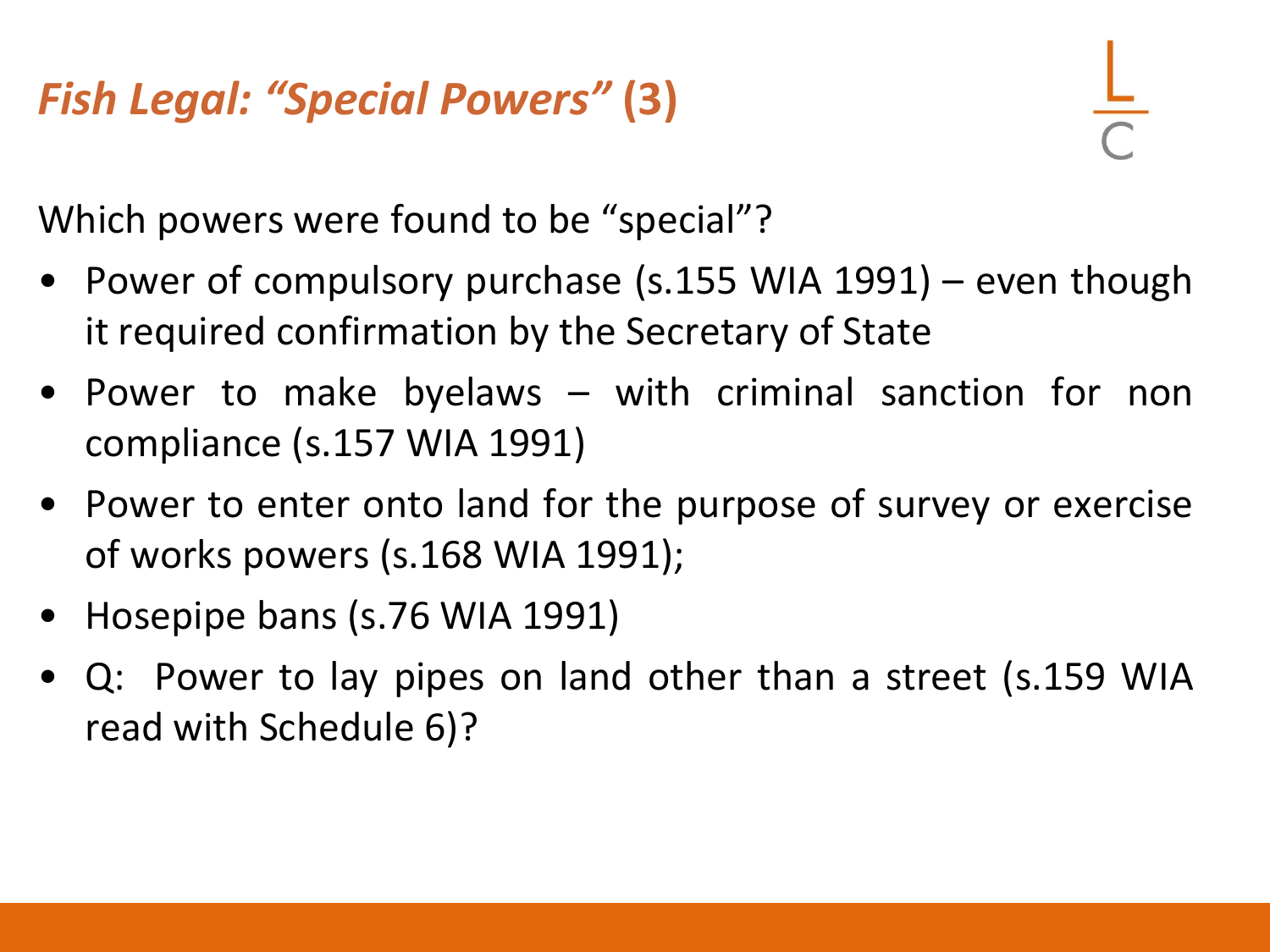# *Fish Legal: "Special Powers"* (3)

Which powers were found to be "special"?

- Power of compulsory purchase (s.155 WIA 1991) – even though it required confirmation by the Secretary of State
- Power to make byelaws – with criminal sanction for non compliance (s.157 WIA 1991)
- Power to enter onto land for the purpose of survey or exercise of works powers (s.168 WIA 1991);
- Hosepipe bans (s.76 WIA 1991)
- Q: Power to lay pipes on land other than a street (s.159 WIA read with Schedule 6)?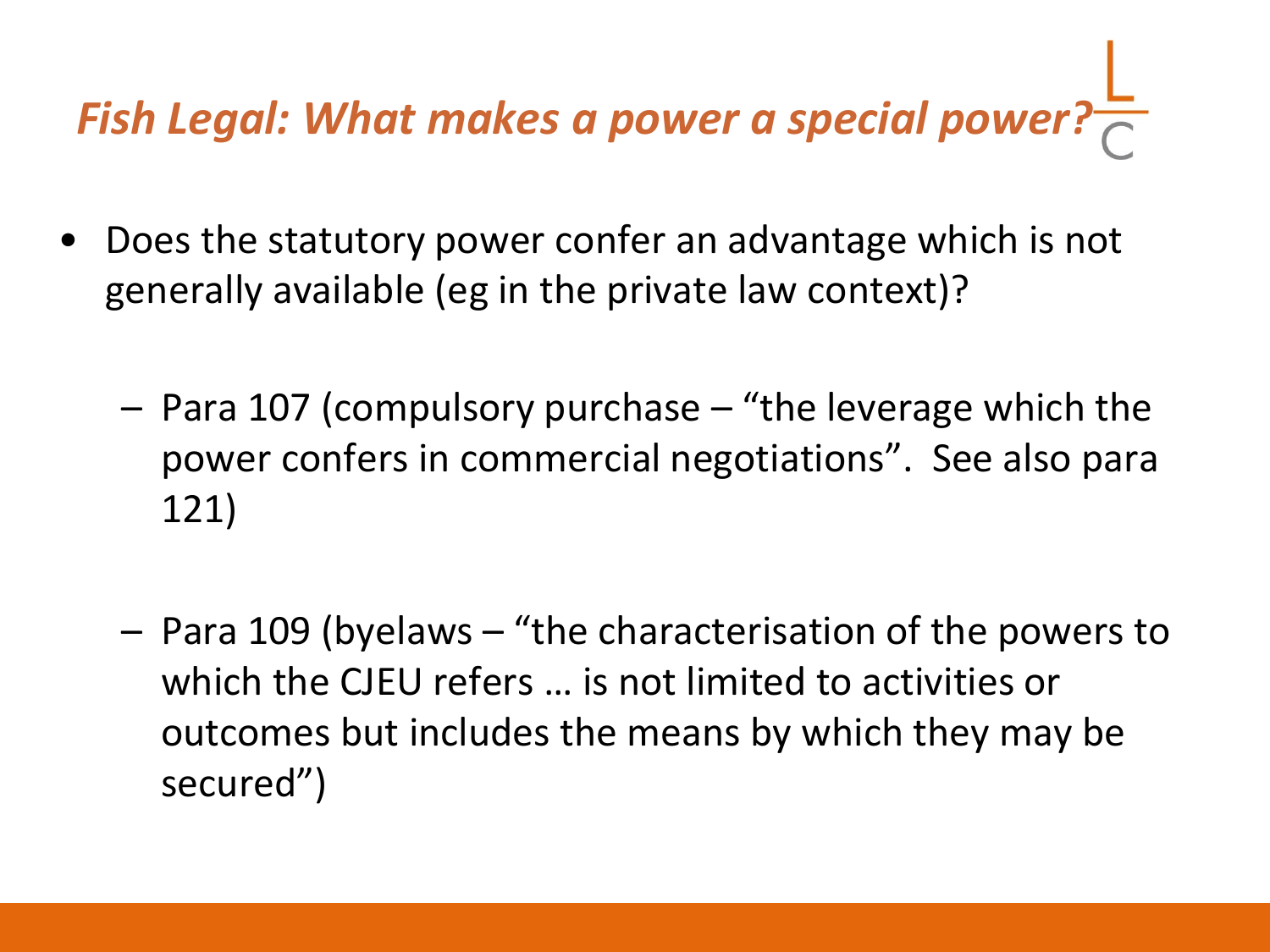## *Fish Legal: What makes a power a special power?*

- Does the statutory power confer an advantage which is not generally available (eg in the private law context)?
  - Para 107 (compulsory purchase – "the leverage which the power confers in commercial negotiations". See also para 121)
  - Para 109 (byelaws – "the characterisation of the powers to which the CJEU refers … is not limited to activities or outcomes but includes the means by which they may be secured")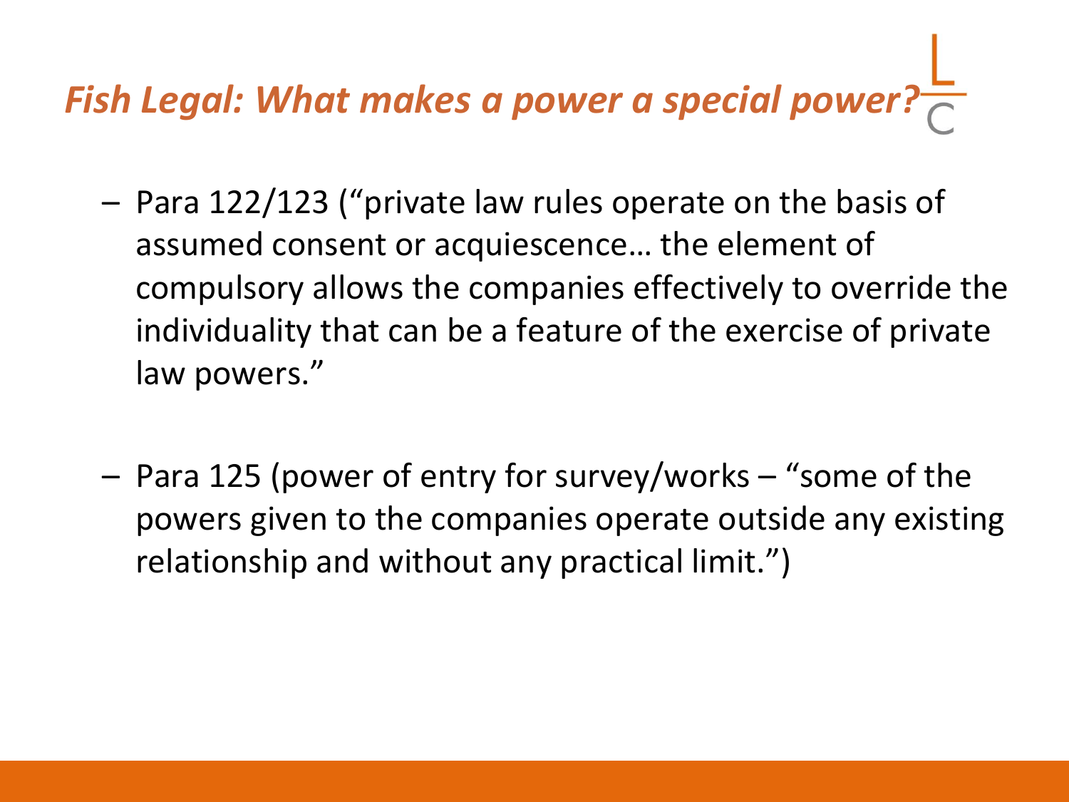# *Fish Legal: What makes a power a special power?*

- Para 122/123 ("private law rules operate on the basis of assumed consent or acquiescence… the element of compulsory allows the companies effectively to override the individuality that can be a feature of the exercise of private law powers."
- Para 125 (power of entry for survey/works – "some of the powers given to the companies operate outside any existing relationship and without any practical limit.")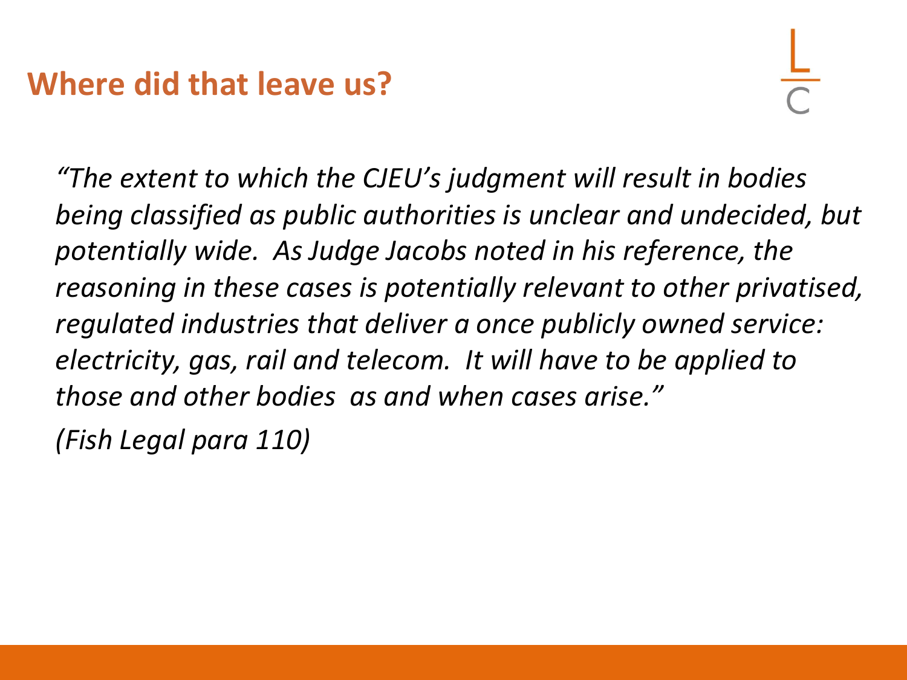## Where did that leave us?

*"The extent to which the CJEU's judgment will result in bodies being classified as public authorities is unclear and undecided, but potentially wide. As Judge Jacobs noted in his reference, the reasoning in these cases is potentially relevant to other privatised, regulated industries that deliver a once publicly owned service: electricity, gas, rail and telecom. It will have to be applied to those and other bodies as and when cases arise."*

*(Fish Legal para 110)*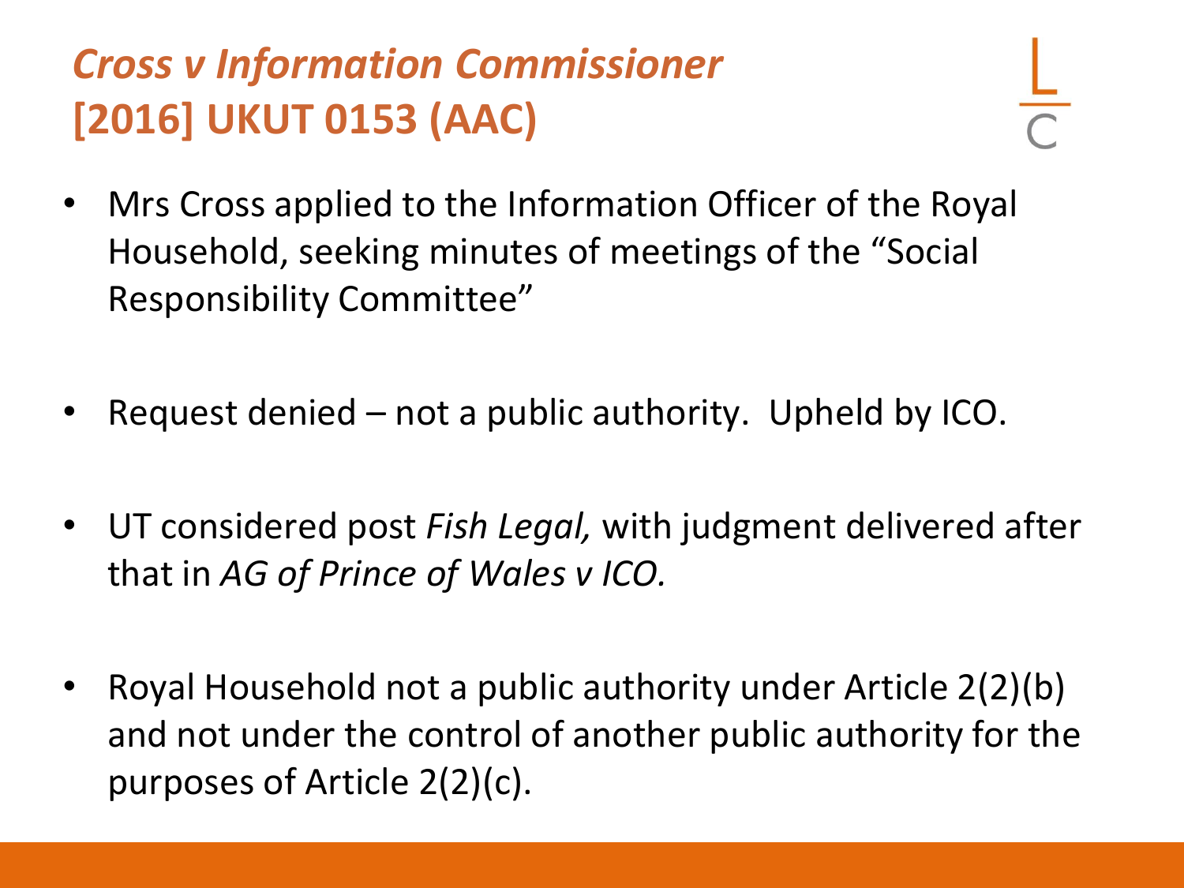## *Cross v Information Commissioner* [2016] UKUT 0153 (AAC)

- Mrs Cross applied to the Information Officer of the Royal Household, seeking minutes of meetings of the "Social Responsibility Committee"
- Request denied – not a public authority. Upheld by ICO.
- UT considered post *Fish Legal,* with judgment delivered after that in *AG of Prince of Wales v ICO.*
- Royal Household not a public authority under Article 2(2)(b) and not under the control of another public authority for the purposes of Article 2(2)(c).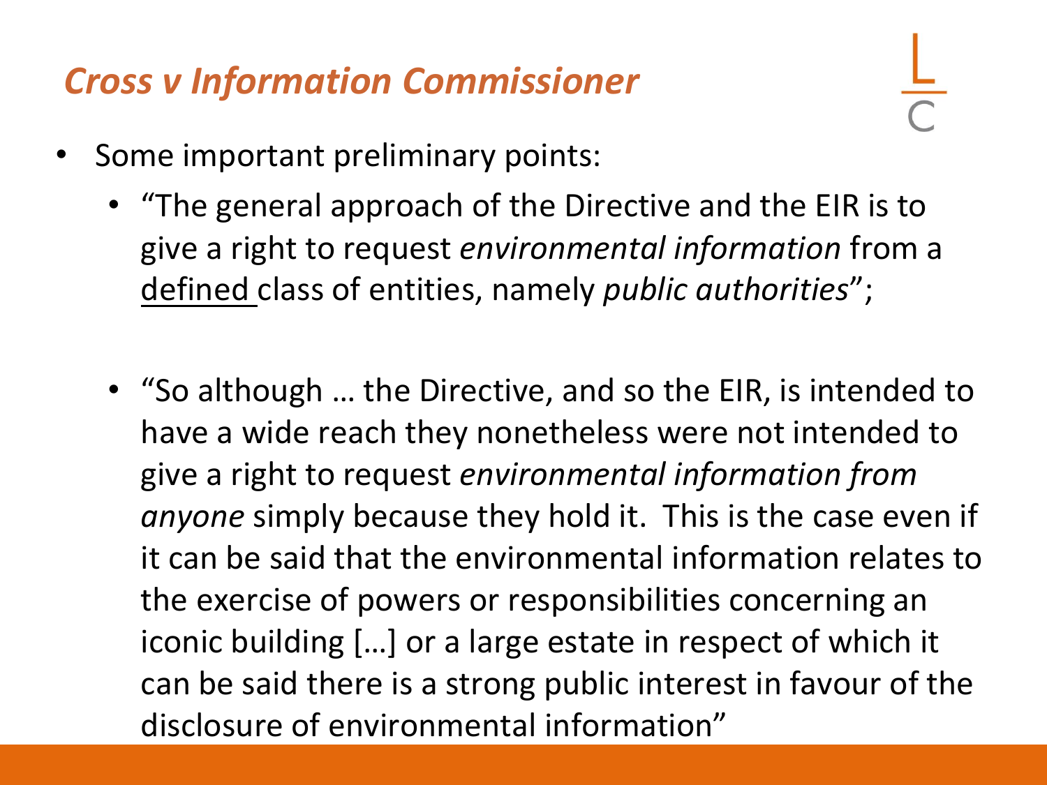# *Cross v Information Commissioner*

- Some important preliminary points:
  - "The general approach of the Directive and the EIR is to give a right to request *environmental information* from a <u>defined</u> class of entities, namely *public authorities*";
  - "So although … the Directive, and so the EIR, is intended to have a wide reach they nonetheless were not intended to give a right to request *environmental information from anyone* simply because they hold it. This is the case even if it can be said that the environmental information relates to the exercise of powers or responsibilities concerning an iconic building […] or a large estate in respect of which it can be said there is a strong public interest in favour of the disclosure of environmental information"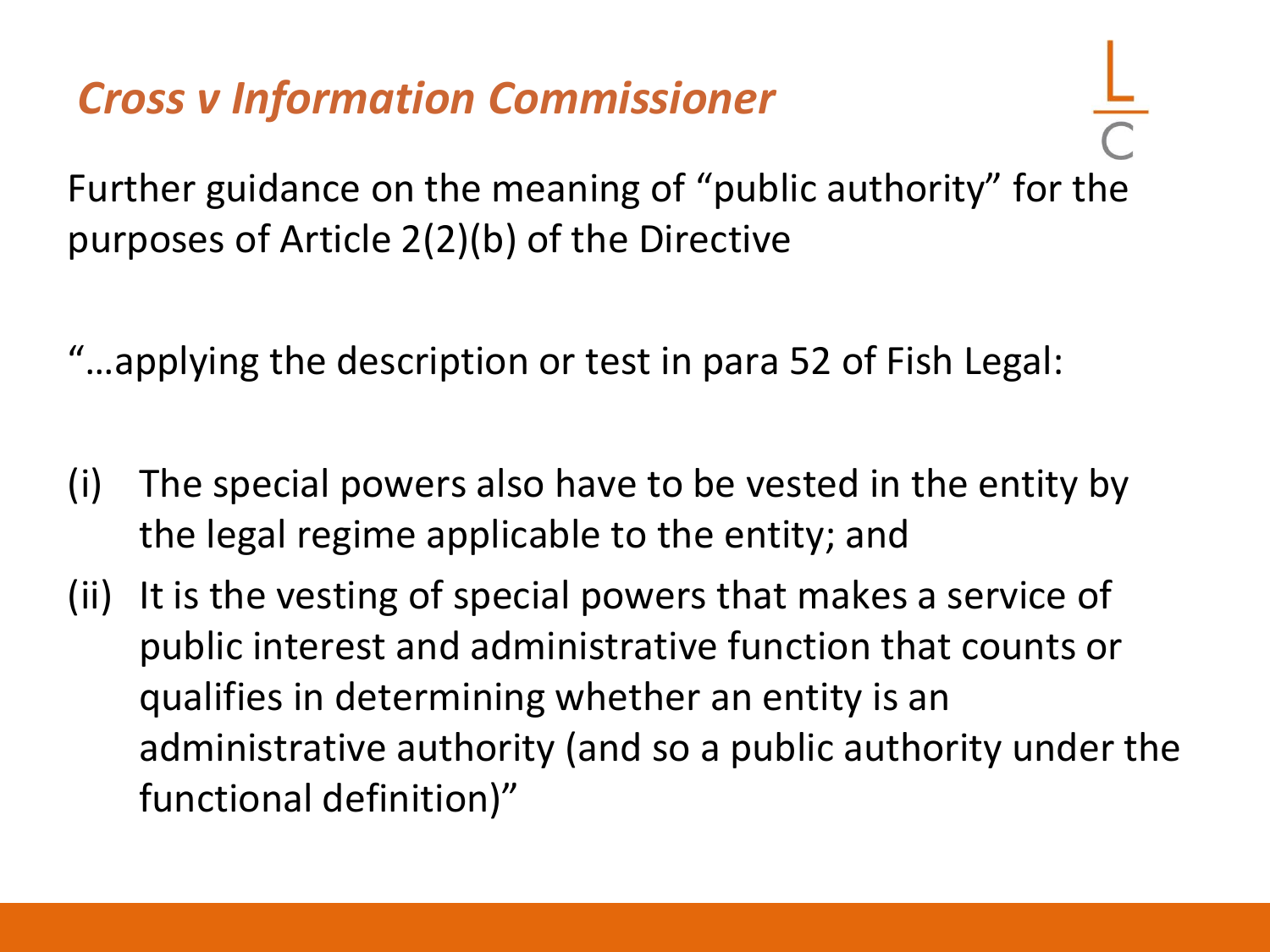## *Cross v Information Commissioner*

Further guidance on the meaning of "public authority" for the purposes of Article 2(2)(b) of the Directive

"…applying the description or test in para 52 of Fish Legal:

(i) The special powers also have to be vested in the entity by the legal regime applicable to the entity; and

(ii) It is the vesting of special powers that makes a service of public interest and administrative function that counts or qualifies in determining whether an entity is an administrative authority (and so a public authority under the functional definition)"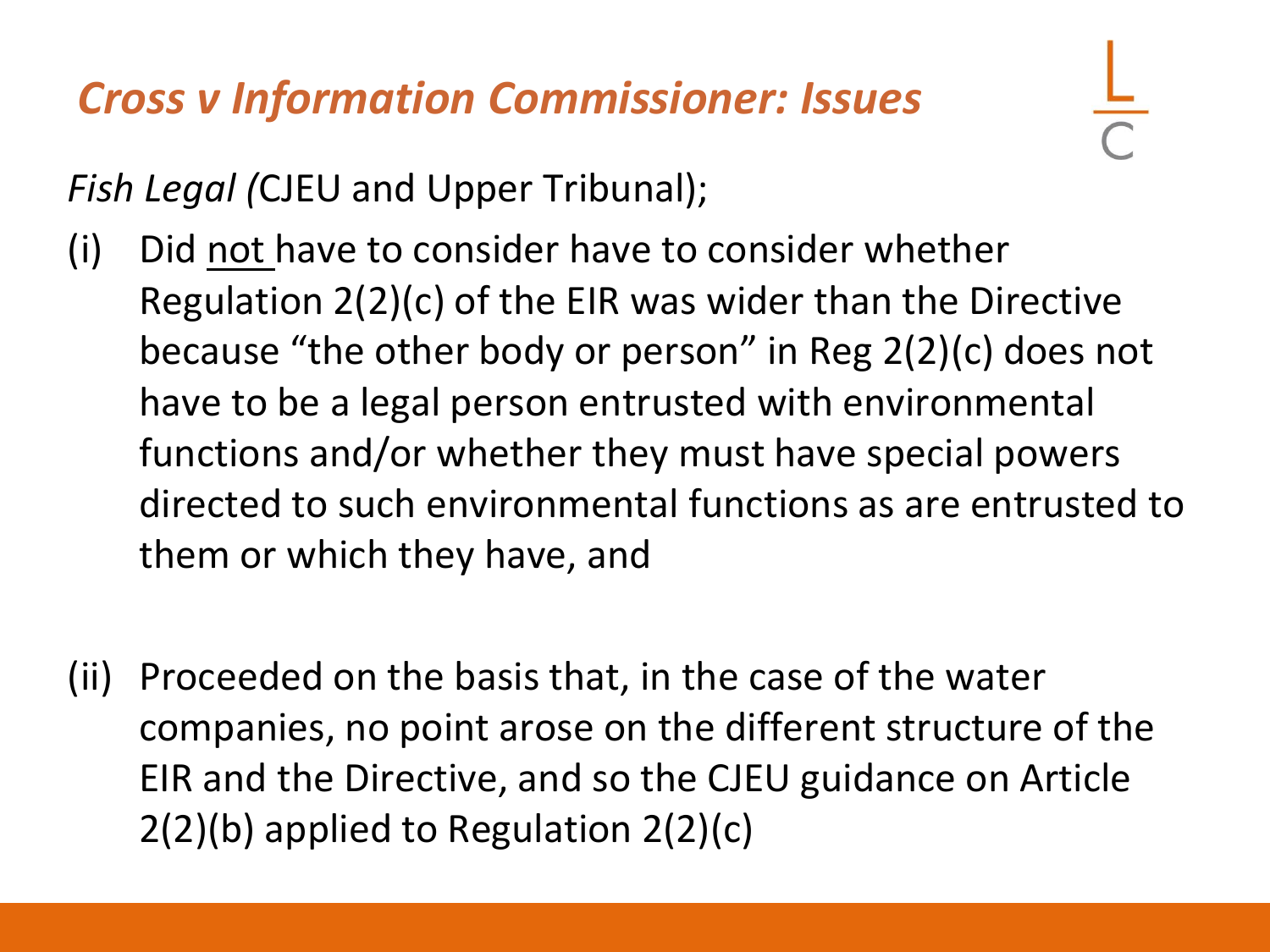## *Cross v Information Commissioner: Issues*

*Fish Legal (*CJEU and Upper Tribunal);

(i) Did <u>not</u> have to consider have to consider whether Regulation 2(2)(c) of the EIR was wider than the Directive because "the other body or person" in Reg 2(2)(c) does not have to be a legal person entrusted with environmental functions and/or whether they must have special powers directed to such environmental functions as are entrusted to them or which they have, and

(ii) Proceeded on the basis that, in the case of the water companies, no point arose on the different structure of the EIR and the Directive, and so the CJEU guidance on Article 2(2)(b) applied to Regulation 2(2)(c)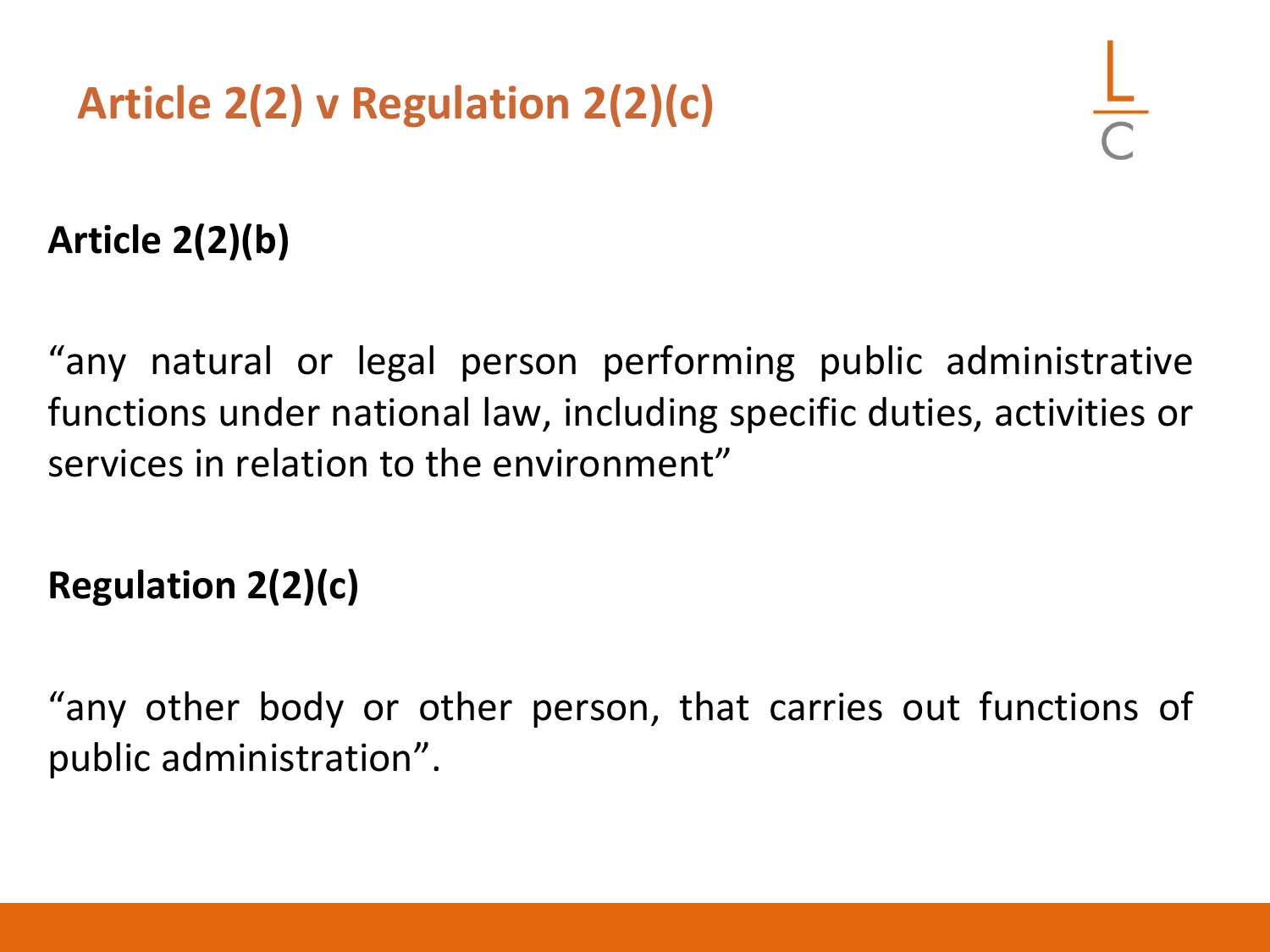# Article 2(2) v Regulation 2(2)(c)

**Article 2(2)(b)**

"any natural or legal person performing public administrative functions under national law, including specific duties, activities or services in relation to the environment"

**Regulation 2(2)(c)**

"any other body or other person, that carries out functions of public administration".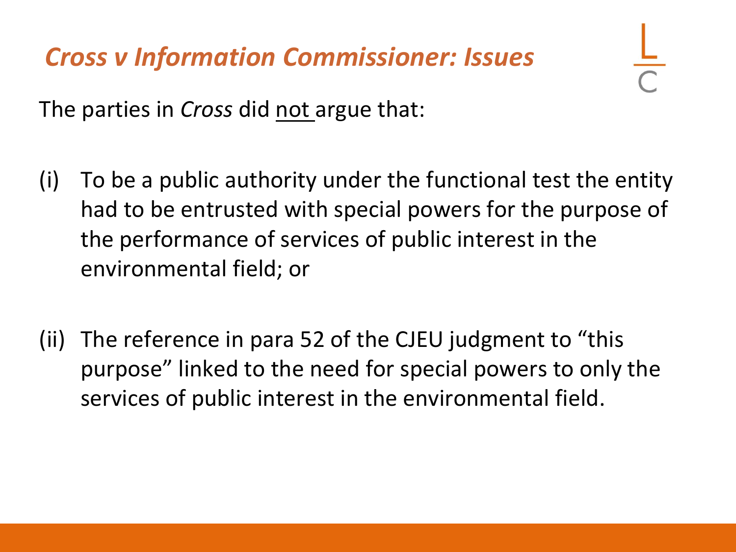# *Cross v Information Commissioner: Issues*

The parties in *Cross* did <u>not</u> argue that:

(i) To be a public authority under the functional test the entity had to be entrusted with special powers for the purpose of the performance of services of public interest in the environmental field; or

(ii) The reference in para 52 of the CJEU judgment to "this purpose" linked to the need for special powers to only the services of public interest in the environmental field.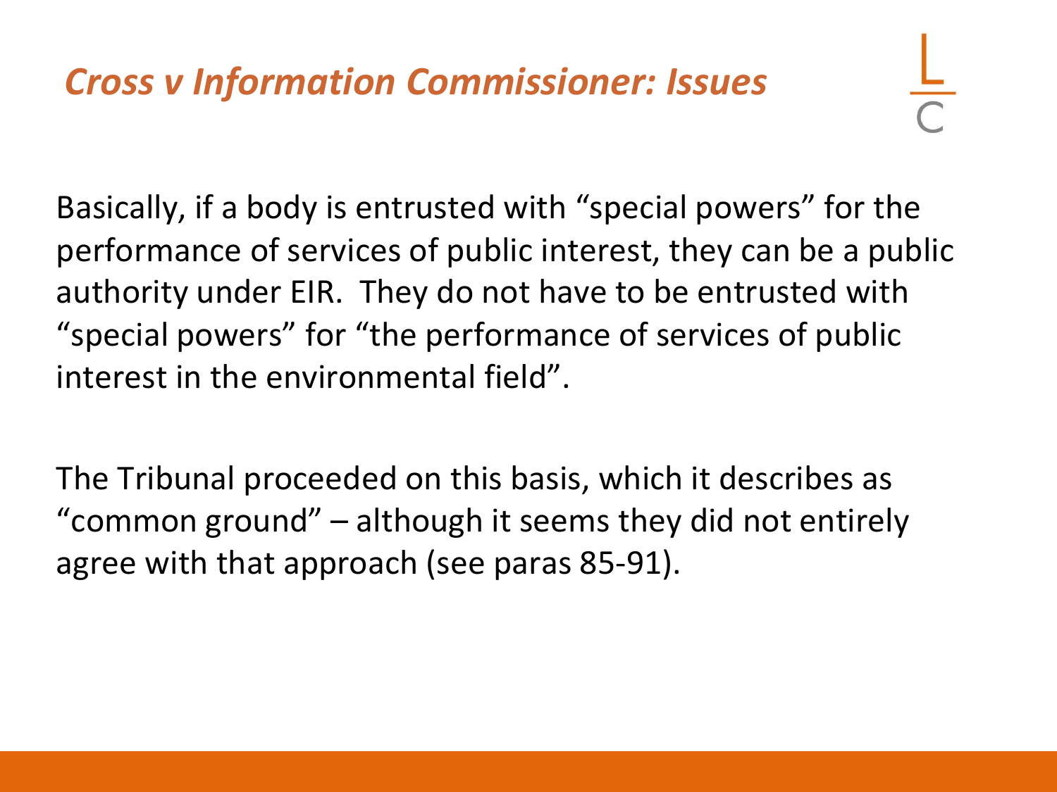## *Cross v Information Commissioner: Issues*

Basically, if a body is entrusted with “special powers” for the performance of services of public interest, they can be a public authority under EIR. They do not have to be entrusted with “special powers” for “the performance of services of public interest in the environmental field”.

The Tribunal proceeded on this basis, which it describes as “common ground” – although it seems they did not entirely agree with that approach (see paras 85-91).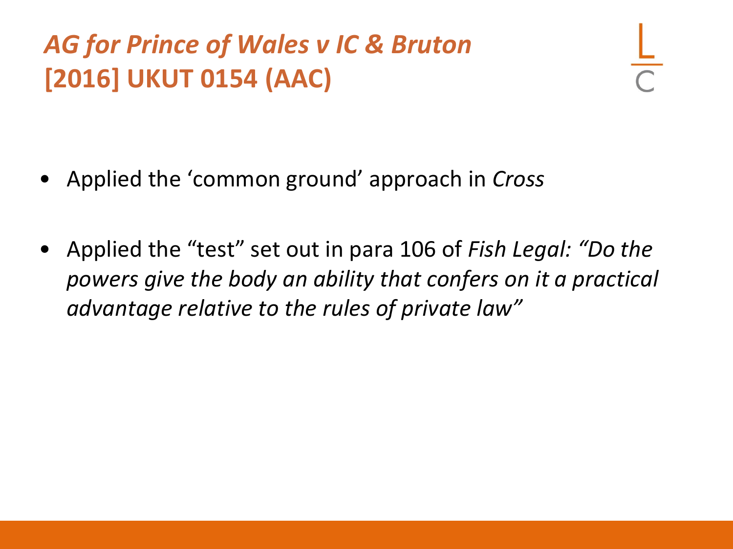# *AG for Prince of Wales v IC & Bruton* [2016] UKUT 0154 (AAC)

- Applied the ‘common ground’ approach in *Cross*
- Applied the “test” set out in para 106 of *Fish Legal: “Do the powers give the body an ability that confers on it a practical advantage relative to the rules of private law”*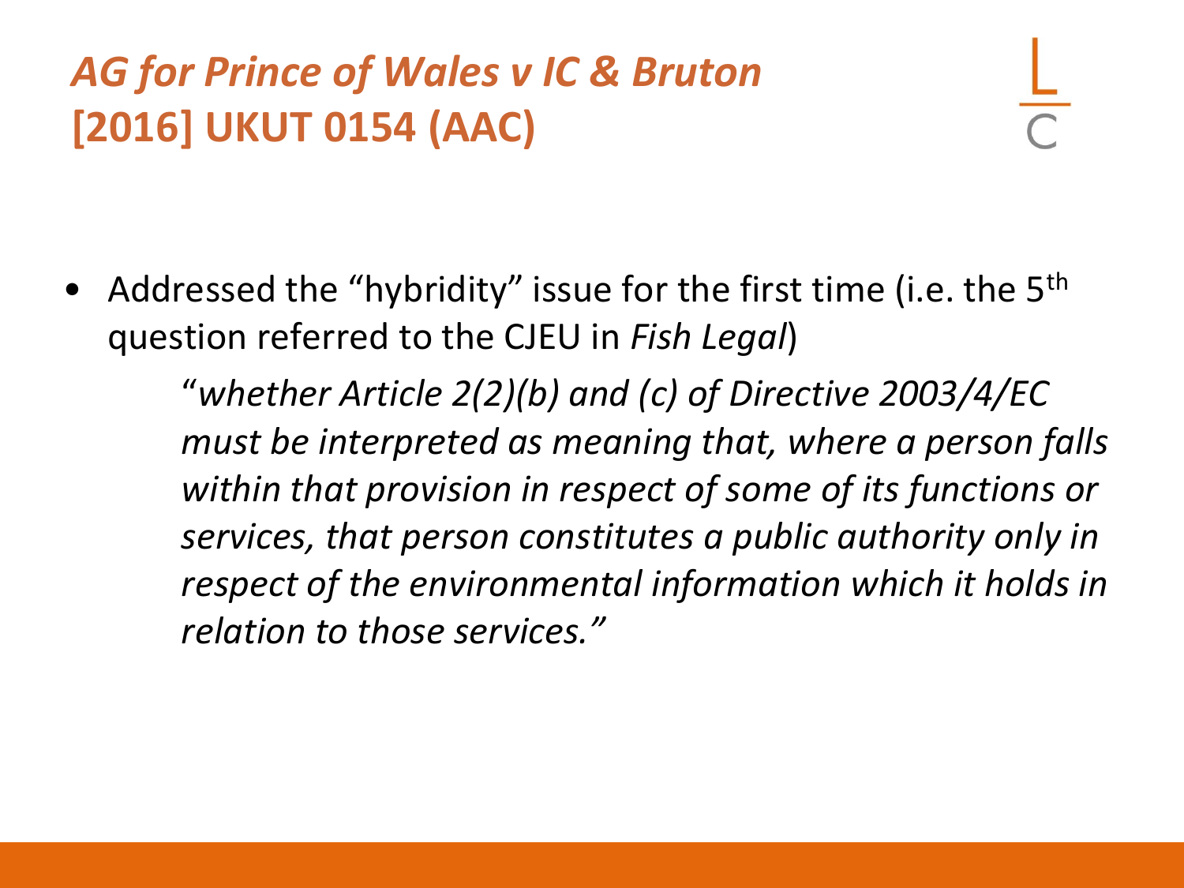# *AG for Prince of Wales v IC & Bruton* [2016] UKUT 0154 (AAC)

- Addressed the "hybridity" issue for the first time (i.e. the 5th question referred to the CJEU in *Fish Legal*)

  > "*whether Article 2(2)(b) and (c) of Directive 2003/4/EC must be interpreted as meaning that, where a person falls within that provision in respect of some of its functions or services, that person constitutes a public authority only in respect of the environmental information which it holds in relation to those services.*"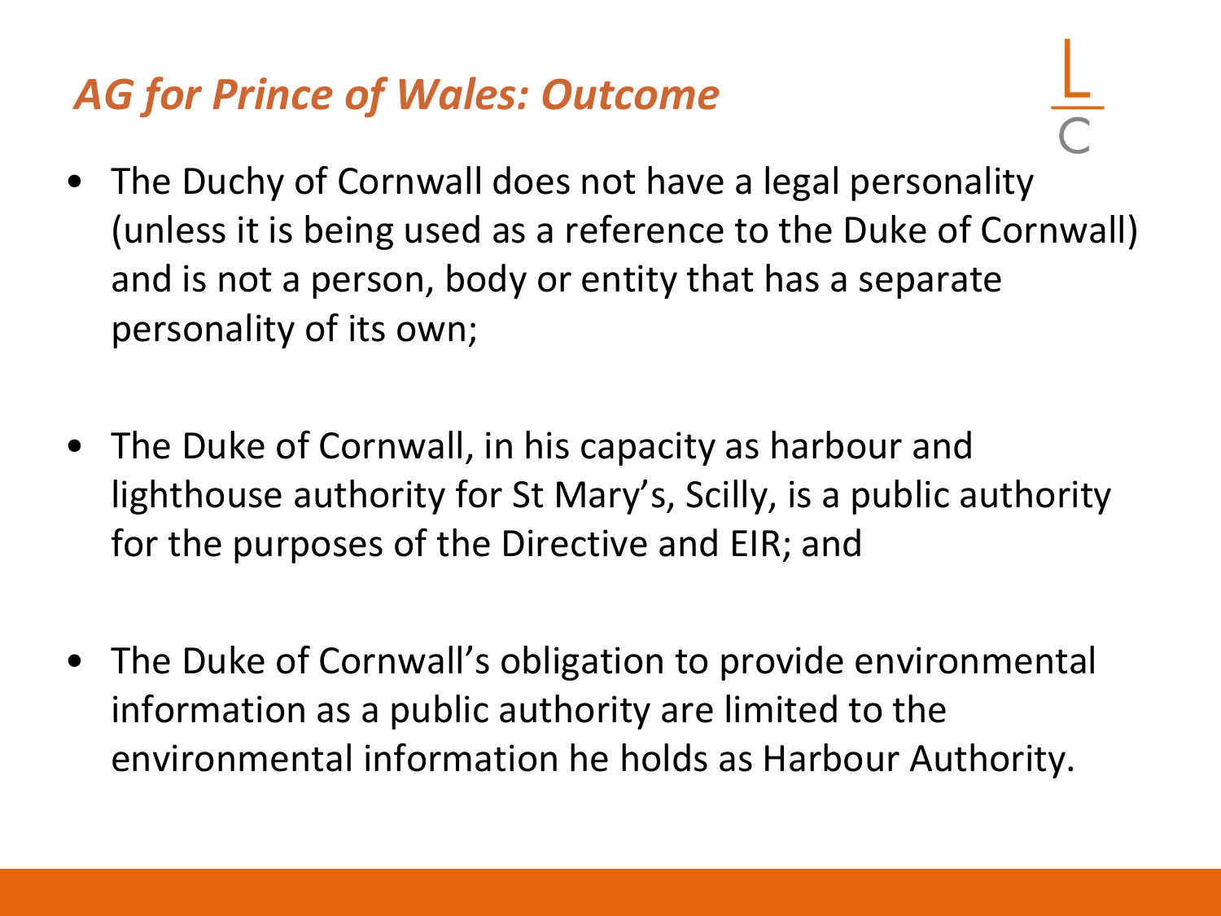## *AG for Prince of Wales: Outcome*

- The Duchy of Cornwall does not have a legal personality (unless it is being used as a reference to the Duke of Cornwall) and is not a person, body or entity that has a separate personality of its own;

- The Duke of Cornwall, in his capacity as harbour and lighthouse authority for St Mary's, Scilly, is a public authority for the purposes of the Directive and EIR; and

- The Duke of Cornwall's obligation to provide environmental information as a public authority are limited to the environmental information he holds as Harbour Authority.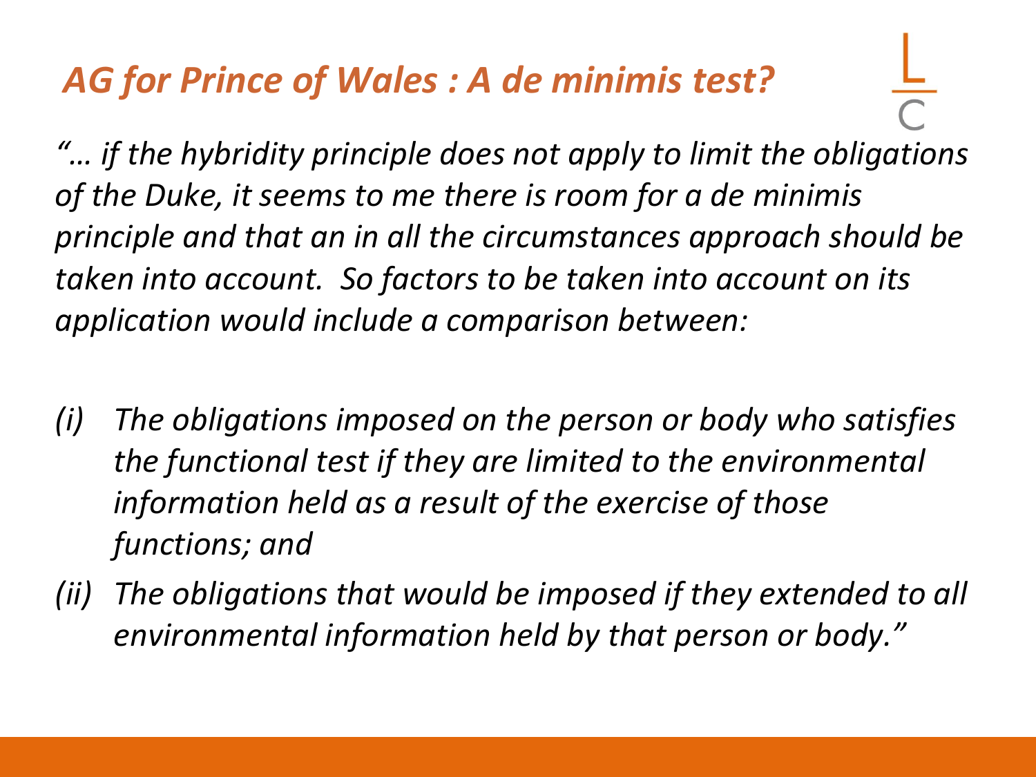## *AG for Prince of Wales : A de minimis test?*

*"… if the hybridity principle does not apply to limit the obligations of the Duke, it seems to me there is room for a de minimis principle and that an in all the circumstances approach should be taken into account. So factors to be taken into account on its application would include a comparison between:*

*(i) The obligations imposed on the person or body who satisfies the functional test if they are limited to the environmental information held as a result of the exercise of those functions; and*

*(ii) The obligations that would be imposed if they extended to all environmental information held by that person or body."*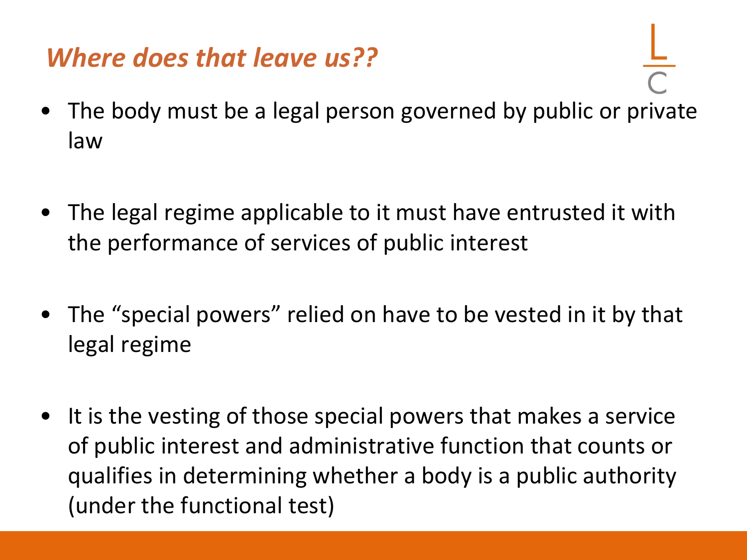## *Where does that leave us??*

- The body must be a legal person governed by public or private law
- The legal regime applicable to it must have entrusted it with the performance of services of public interest
- The "special powers" relied on have to be vested in it by that legal regime
- It is the vesting of those special powers that makes a service of public interest and administrative function that counts or qualifies in determining whether a body is a public authority (under the functional test)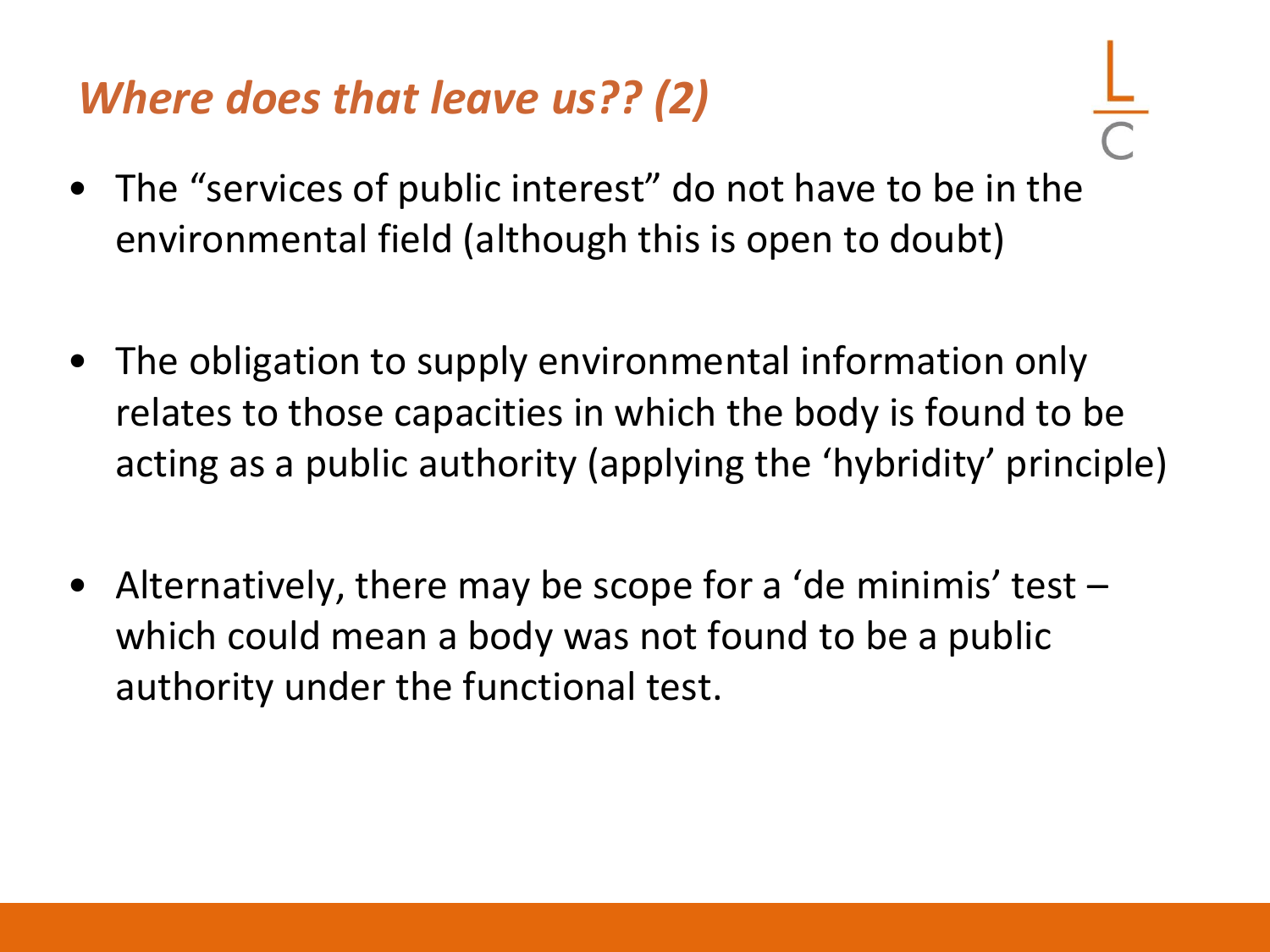## *Where does that leave us?? (2)*

- The "services of public interest" do not have to be in the environmental field (although this is open to doubt)
- The obligation to supply environmental information only relates to those capacities in which the body is found to be acting as a public authority (applying the 'hybridity' principle)
- Alternatively, there may be scope for a 'de minimis' test – which could mean a body was not found to be a public authority under the functional test.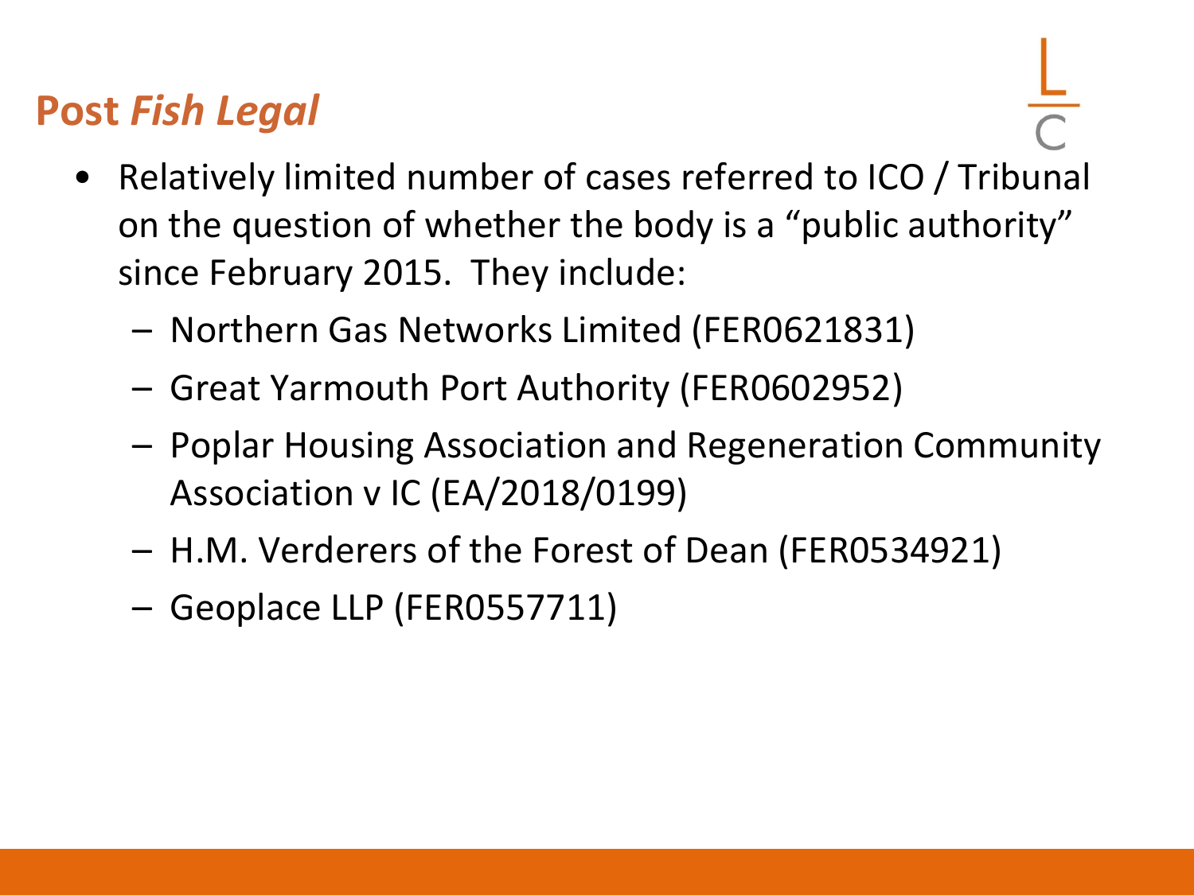# Post *Fish Legal*

- Relatively limited number of cases referred to ICO / Tribunal on the question of whether the body is a "public authority" since February 2015. They include:
  - Northern Gas Networks Limited (FER0621831)
  - Great Yarmouth Port Authority (FER0602952)
  - Poplar Housing Association and Regeneration Community Association v IC (EA/2018/0199)
  - H.M. Verderers of the Forest of Dean (FER0534921)
  - Geoplace LLP (FER0557711)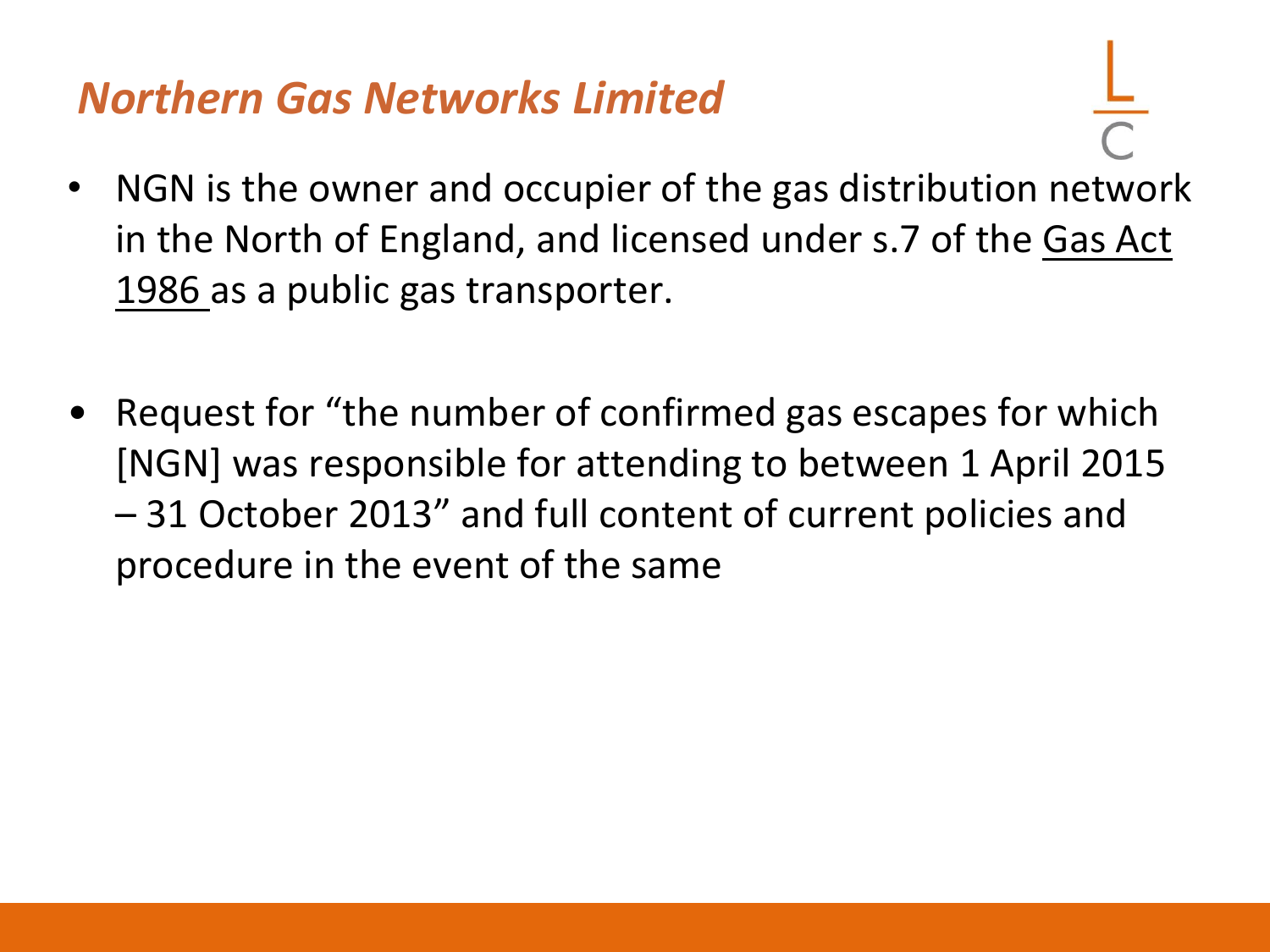## *Northern Gas Networks Limited*

- NGN is the owner and occupier of the gas distribution network in the North of England, and licensed under s.7 of the Gas Act 1986 as a public gas transporter.

- Request for "the number of confirmed gas escapes for which [NGN] was responsible for attending to between 1 April 2015 – 31 October 2013" and full content of current policies and procedure in the event of the same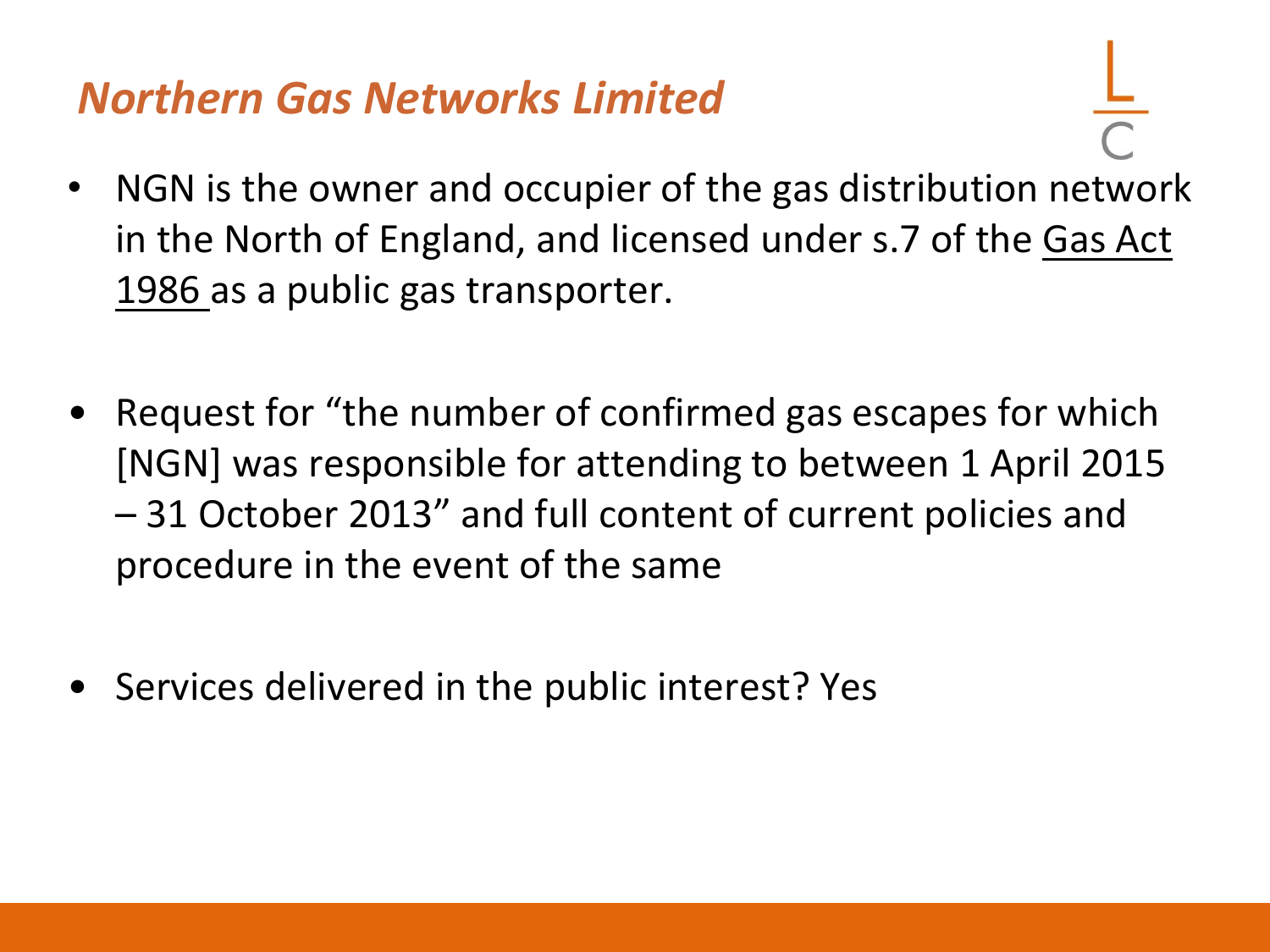## *Northern Gas Networks Limited*

- NGN is the owner and occupier of the gas distribution network in the North of England, and licensed under s.7 of the Gas Act 1986 as a public gas transporter.

- Request for "the number of confirmed gas escapes for which [NGN] was responsible for attending to between 1 April 2015 – 31 October 2013" and full content of current policies and procedure in the event of the same

- Services delivered in the public interest? Yes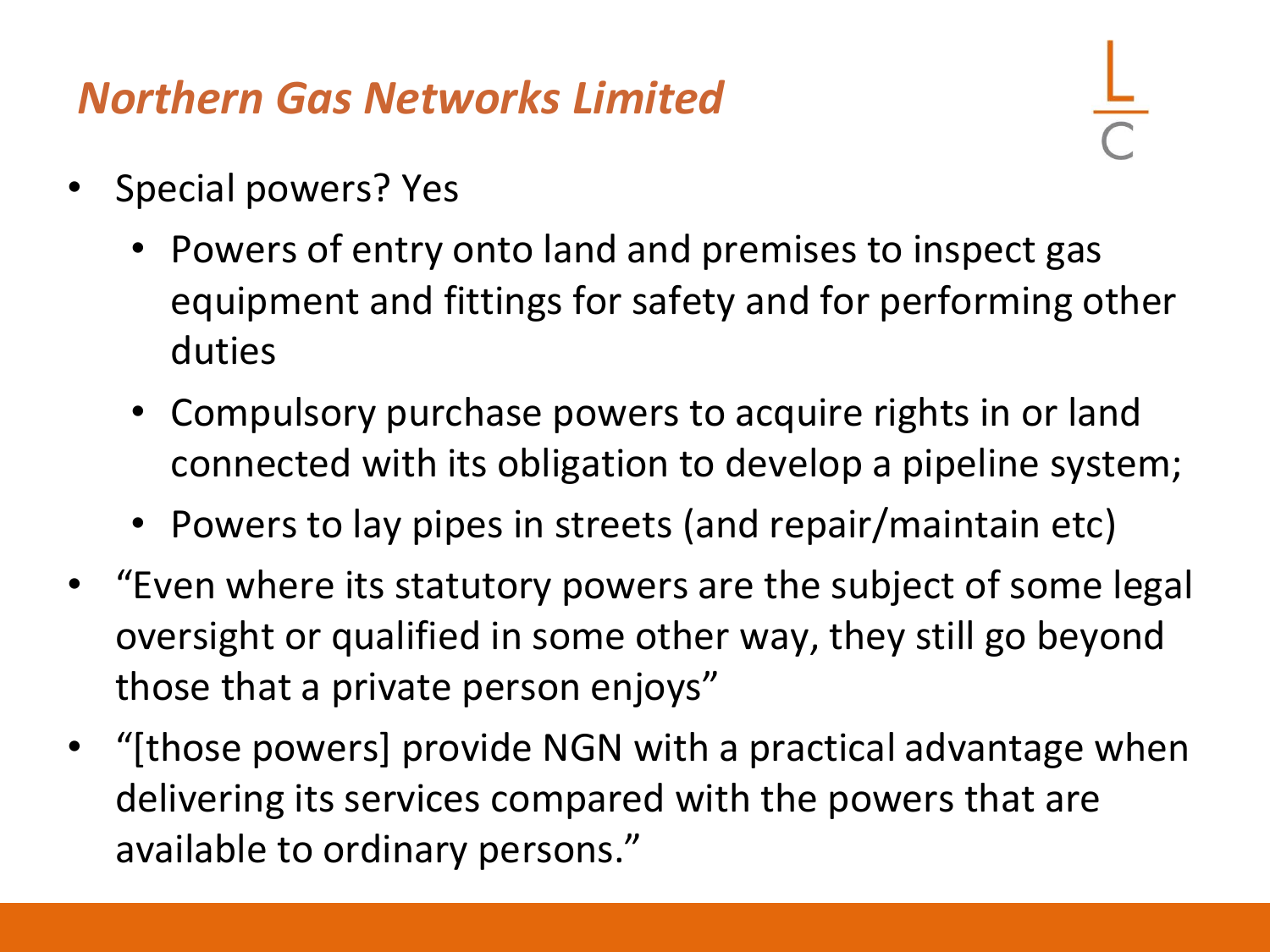## *Northern Gas Networks Limited*

- Special powers? Yes
  - Powers of entry onto land and premises to inspect gas equipment and fittings for safety and for performing other duties
  - Compulsory purchase powers to acquire rights in or land connected with its obligation to develop a pipeline system;
  - Powers to lay pipes in streets (and repair/maintain etc)
- "Even where its statutory powers are the subject of some legal oversight or qualified in some other way, they still go beyond those that a private person enjoys"
- "[those powers] provide NGN with a practical advantage when delivering its services compared with the powers that are available to ordinary persons."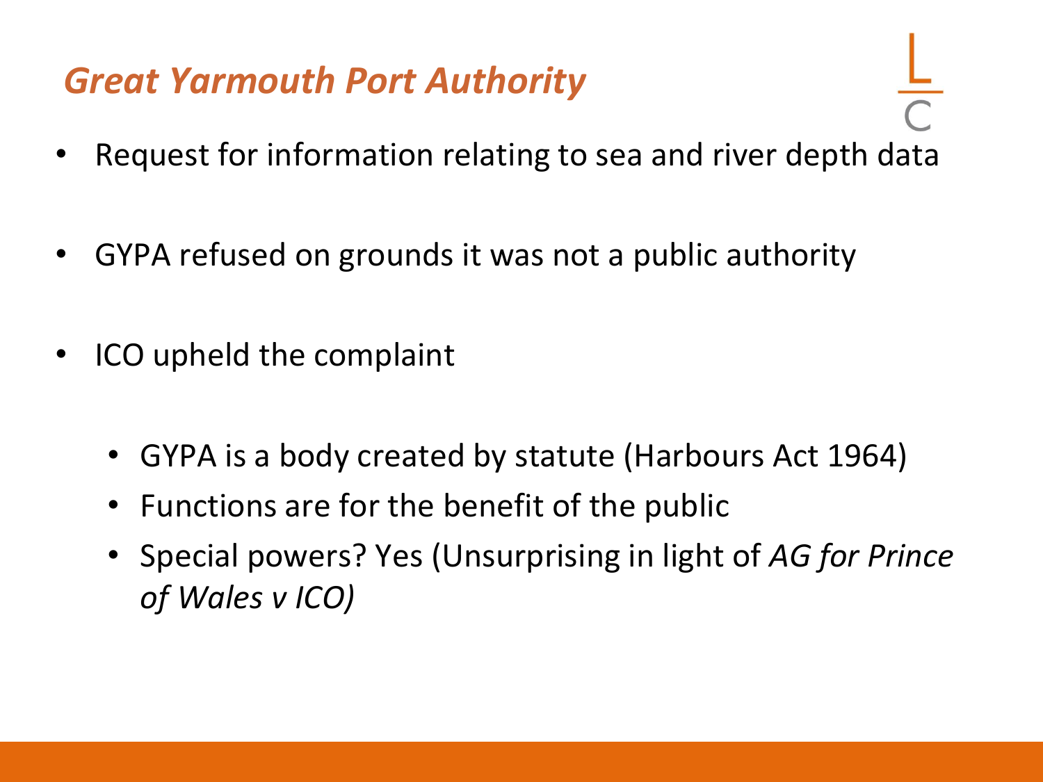# *Great Yarmouth Port Authority*

- Request for information relating to sea and river depth data
- GYPA refused on grounds it was not a public authority
- ICO upheld the complaint
  - GYPA is a body created by statute (Harbours Act 1964)
  - Functions are for the benefit of the public
  - Special powers? Yes (Unsurprising in light of *AG for Prince of Wales v ICO)*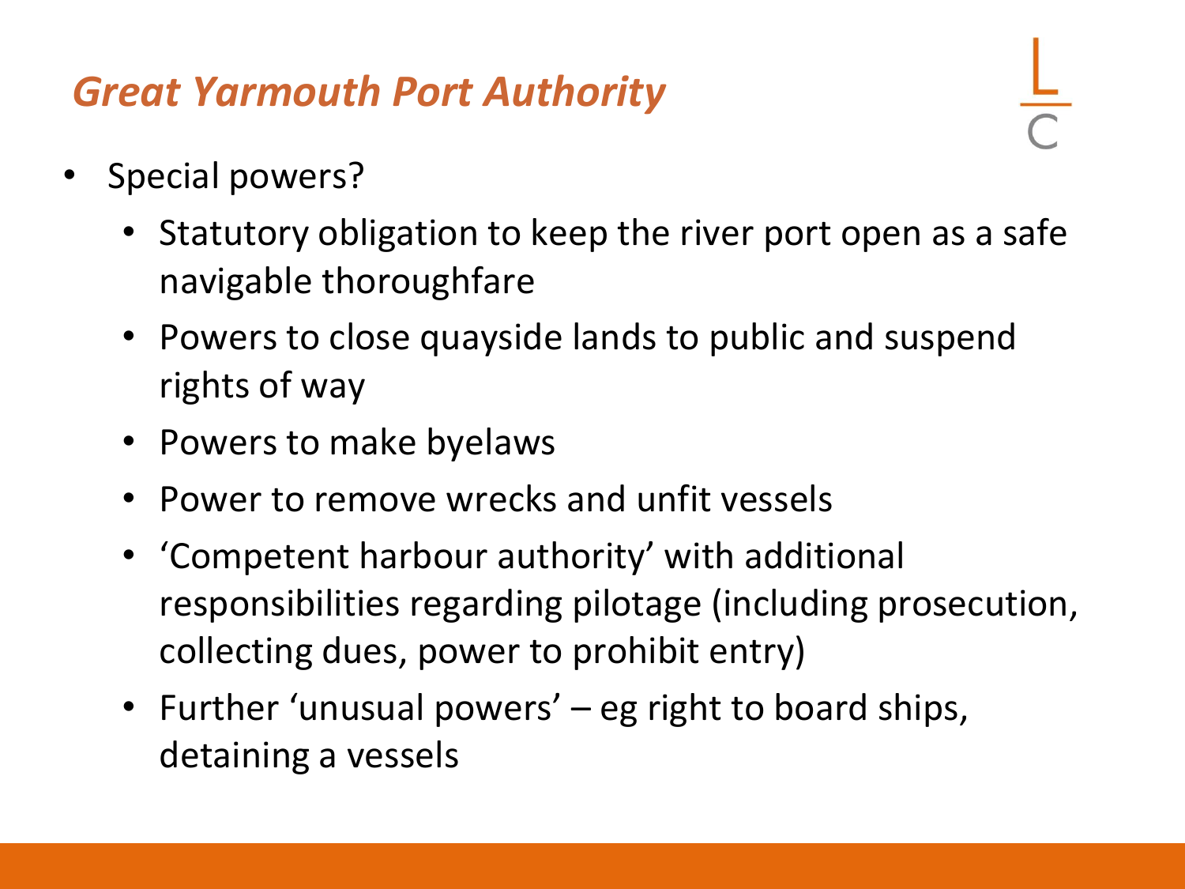## *Great Yarmouth Port Authority*

- Special powers?
  - Statutory obligation to keep the river port open as a safe navigable thoroughfare
  - Powers to close quayside lands to public and suspend rights of way
  - Powers to make byelaws
  - Power to remove wrecks and unfit vessels
  - 'Competent harbour authority' with additional responsibilities regarding pilotage (including prosecution, collecting dues, power to prohibit entry)
  - Further 'unusual powers' – eg right to board ships, detaining a vessels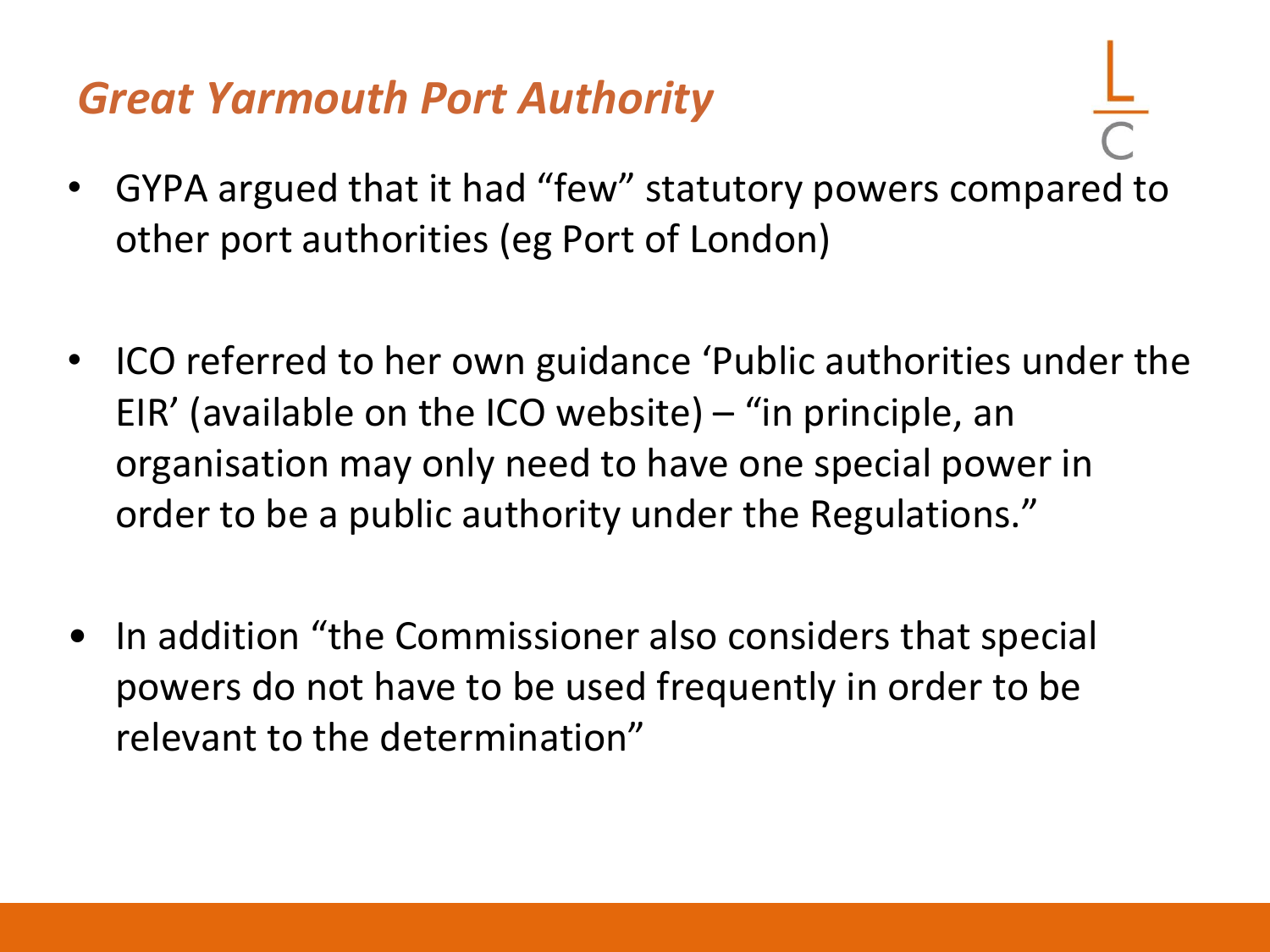## *Great Yarmouth Port Authority*

- GYPA argued that it had "few" statutory powers compared to other port authorities (eg Port of London)
- ICO referred to her own guidance 'Public authorities under the EIR' (available on the ICO website) – "in principle, an organisation may only need to have one special power in order to be a public authority under the Regulations."
- In addition "the Commissioner also considers that special powers do not have to be used frequently in order to be relevant to the determination"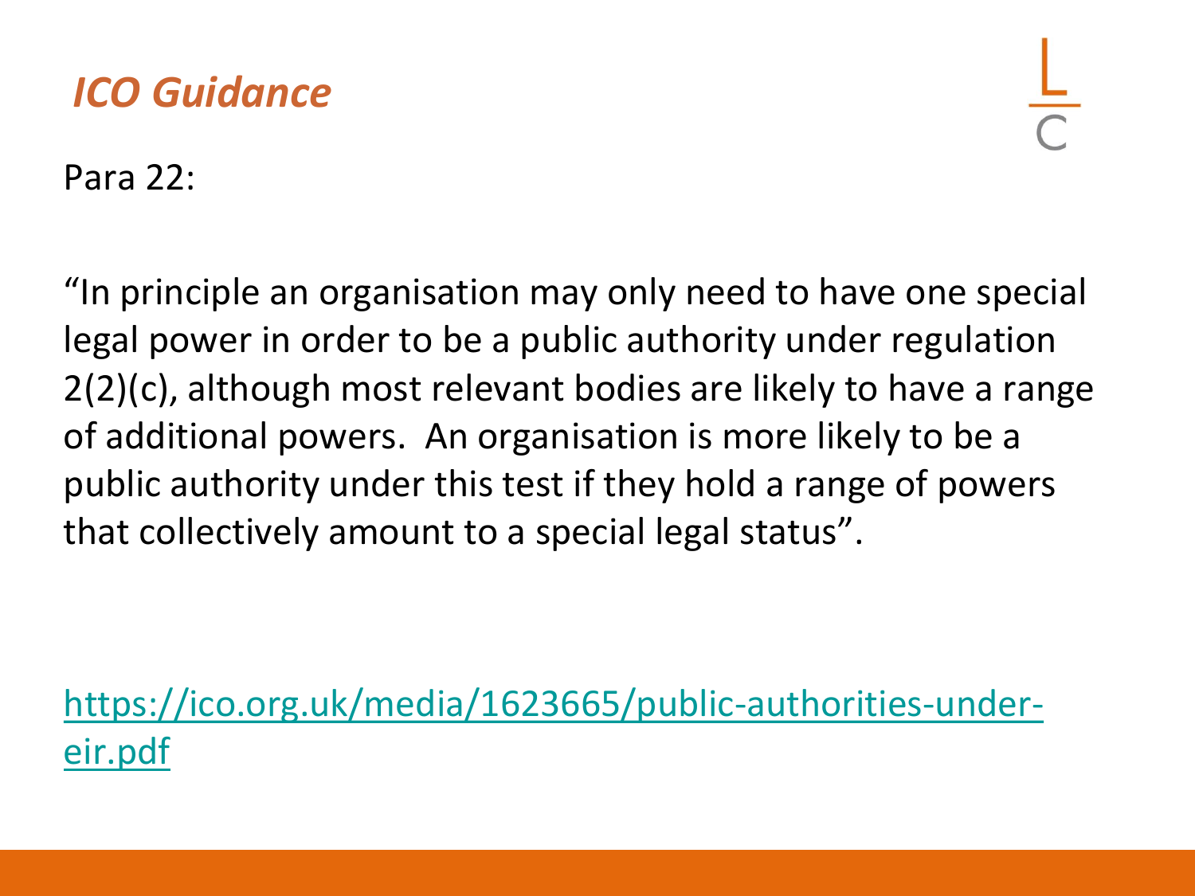## *ICO Guidance*

Para 22:

"In principle an organisation may only need to have one special legal power in order to be a public authority under regulation 2(2)(c), although most relevant bodies are likely to have a range of additional powers. An organisation is more likely to be a public authority under this test if they hold a range of powers that collectively amount to a special legal status".

https://ico.org.uk/media/1623665/public-authorities-under-eir.pdf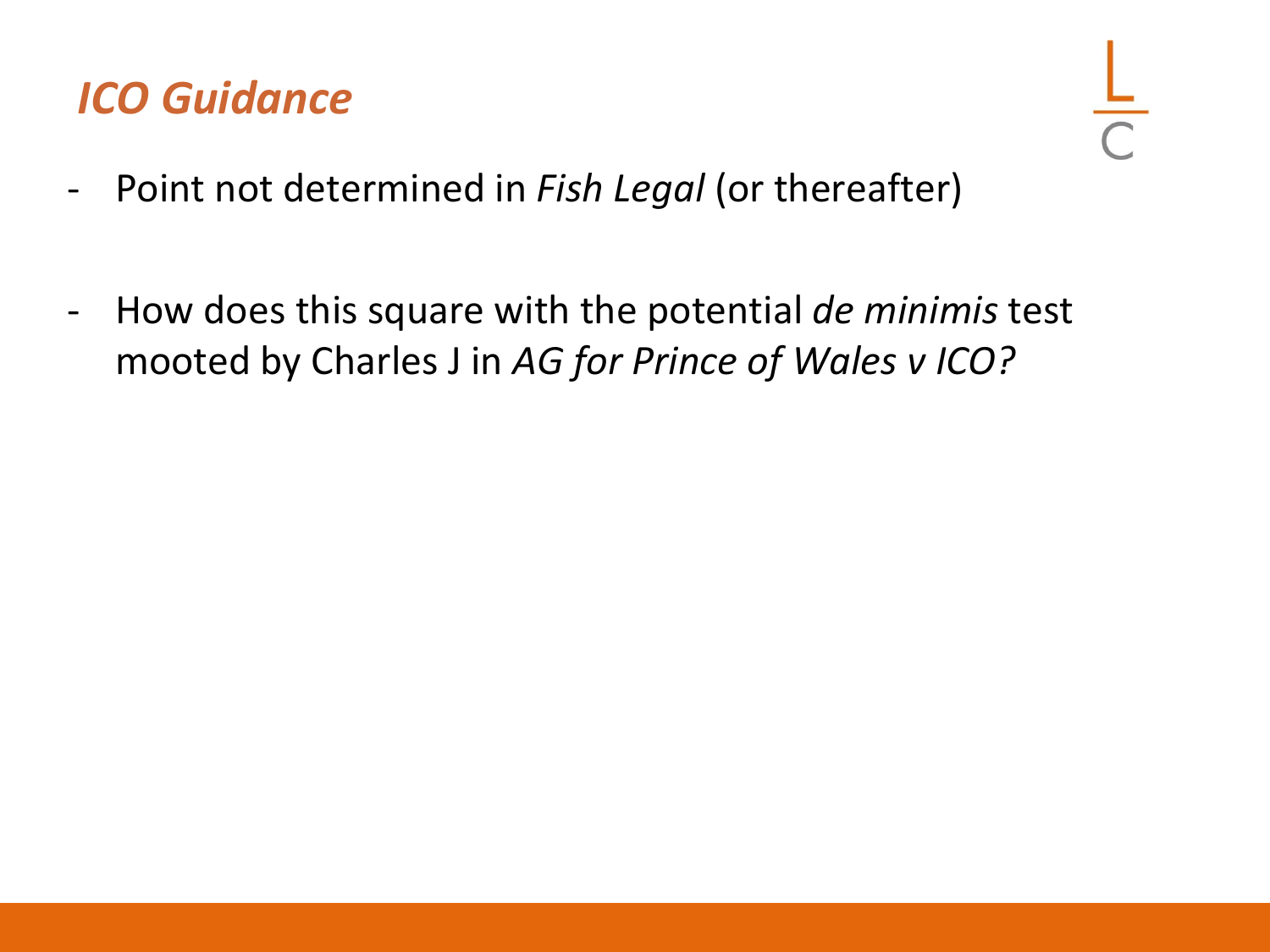# *ICO Guidance*

- Point not determined in *Fish Legal* (or thereafter)

- How does this square with the potential *de minimis* test mooted by Charles J in *AG for Prince of Wales v ICO?*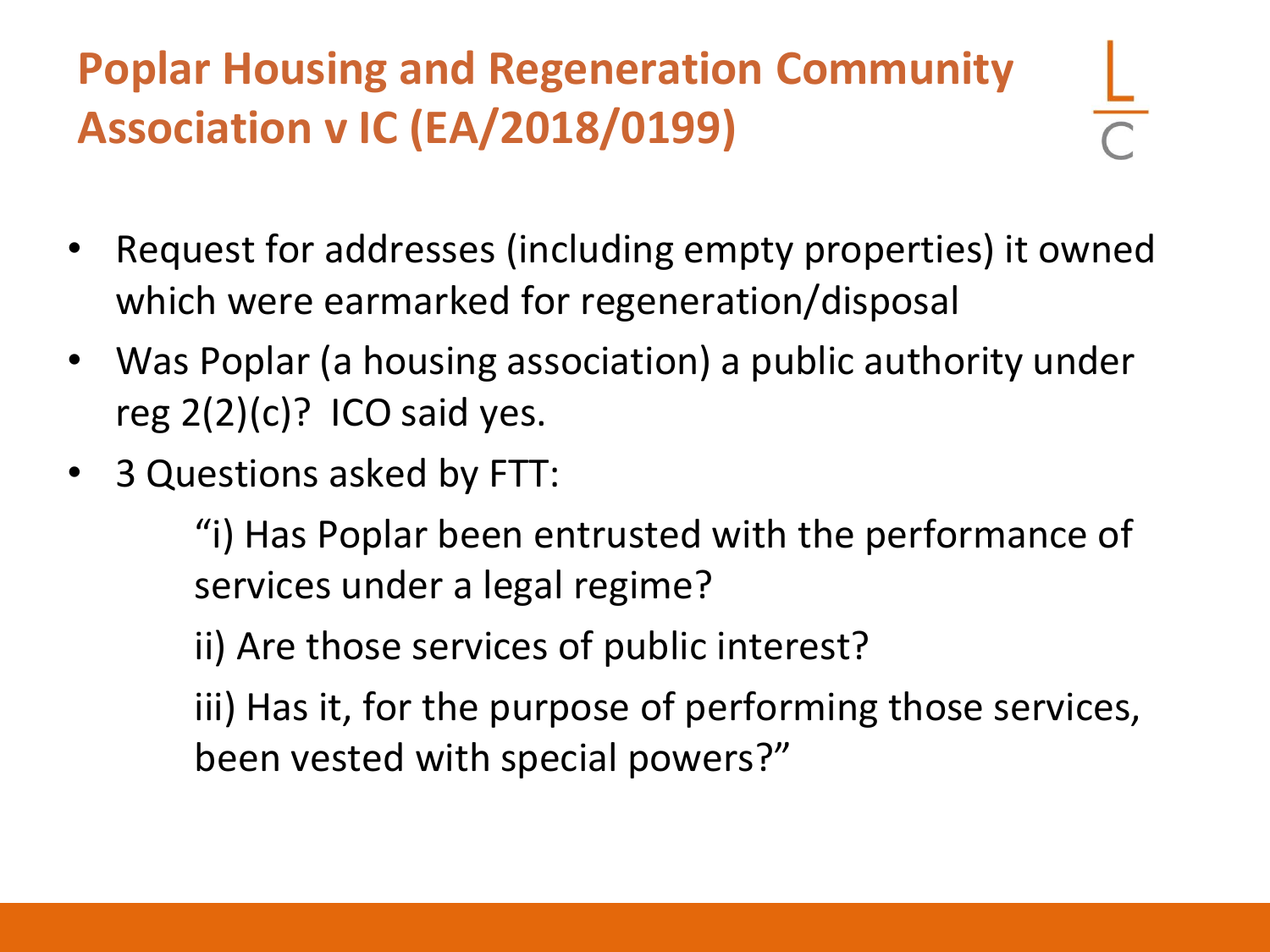# Poplar Housing and Regeneration Community Association v IC (EA/2018/0199)

- Request for addresses (including empty properties) it owned which were earmarked for regeneration/disposal
- Was Poplar (a housing association) a public authority under reg 2(2)(c)? ICO said yes.
- 3 Questions asked by FTT:

  "i) Has Poplar been entrusted with the performance of services under a legal regime?

  ii) Are those services of public interest?

  iii) Has it, for the purpose of performing those services, been vested with special powers?"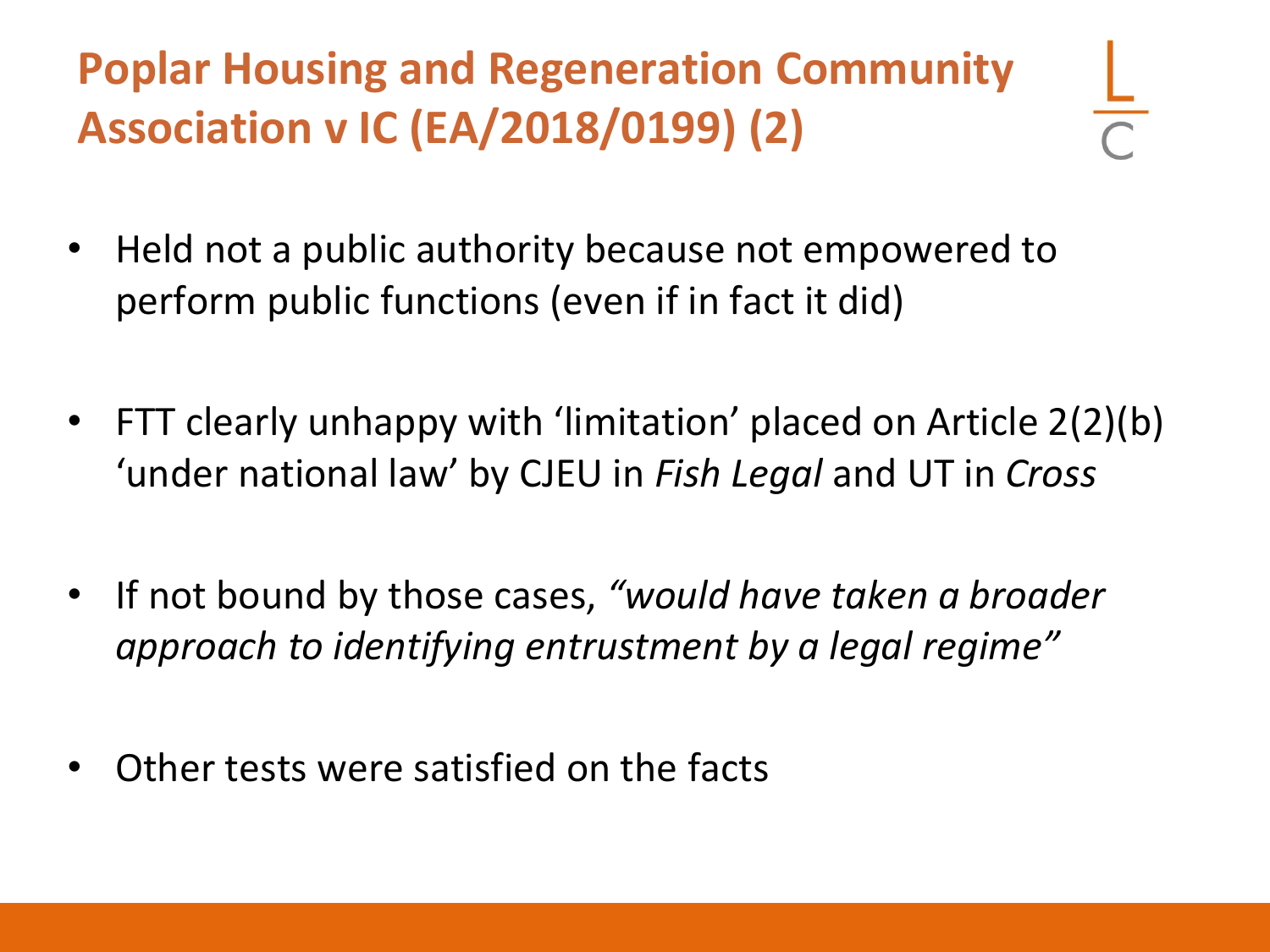# Poplar Housing and Regeneration Community Association v IC (EA/2018/0199) (2)

- Held not a public authority because not empowered to perform public functions (even if in fact it did)
- FTT clearly unhappy with 'limitation' placed on Article 2(2)(b) 'under national law' by CJEU in *Fish Legal* and UT in *Cross*
- If not bound by those cases, *"would have taken a broader approach to identifying entrustment by a legal regime"*
- Other tests were satisfied on the facts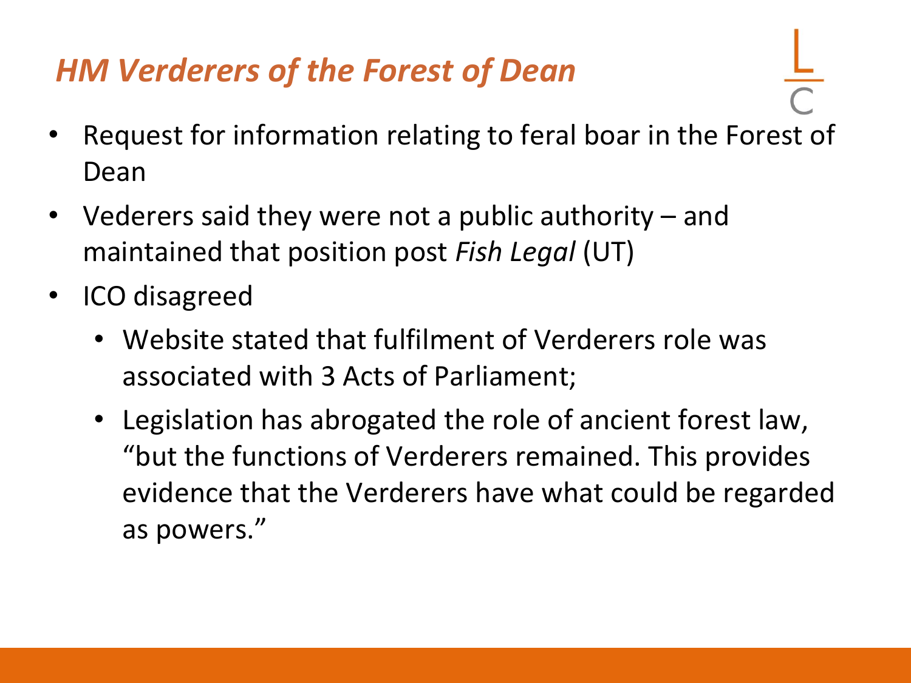## *HM Verderers of the Forest of Dean*

- Request for information relating to feral boar in the Forest of Dean
- Vederers said they were not a public authority – and maintained that position post *Fish Legal* (UT)
- ICO disagreed
  - Website stated that fulfilment of Verderers role was associated with 3 Acts of Parliament;
  - Legislation has abrogated the role of ancient forest law, "but the functions of Verderers remained. This provides evidence that the Verderers have what could be regarded as powers."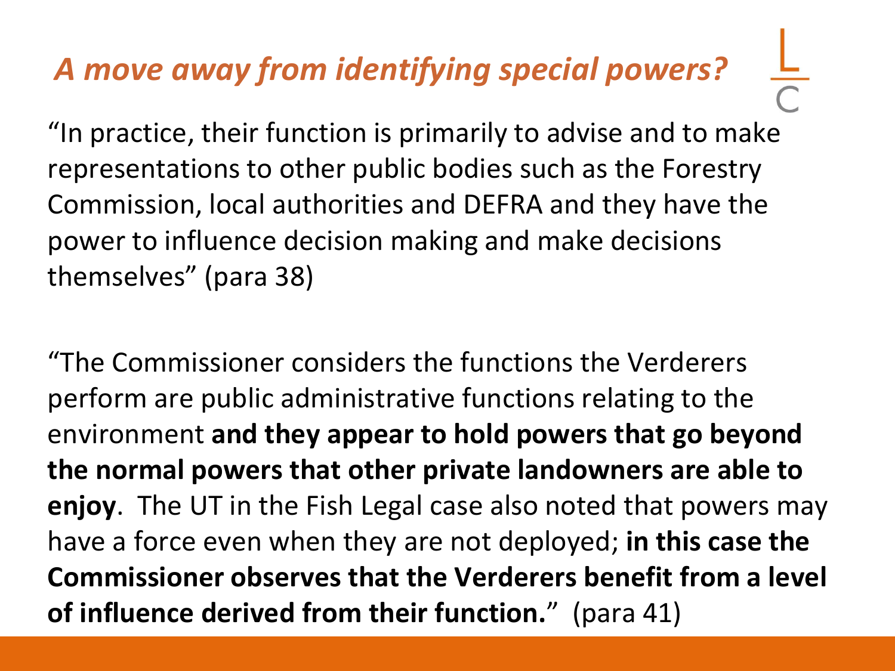## *A move away from identifying special powers?*

"In practice, their function is primarily to advise and to make representations to other public bodies such as the Forestry Commission, local authorities and DEFRA and they have the power to influence decision making and make decisions themselves" (para 38)

"The Commissioner considers the functions the Verderers perform are public administrative functions relating to the environment **and they appear to hold powers that go beyond the normal powers that other private landowners are able to enjoy**. The UT in the Fish Legal case also noted that powers may have a force even when they are not deployed; **in this case the Commissioner observes that the Verderers benefit from a level of influence derived from their function.**" (para 41)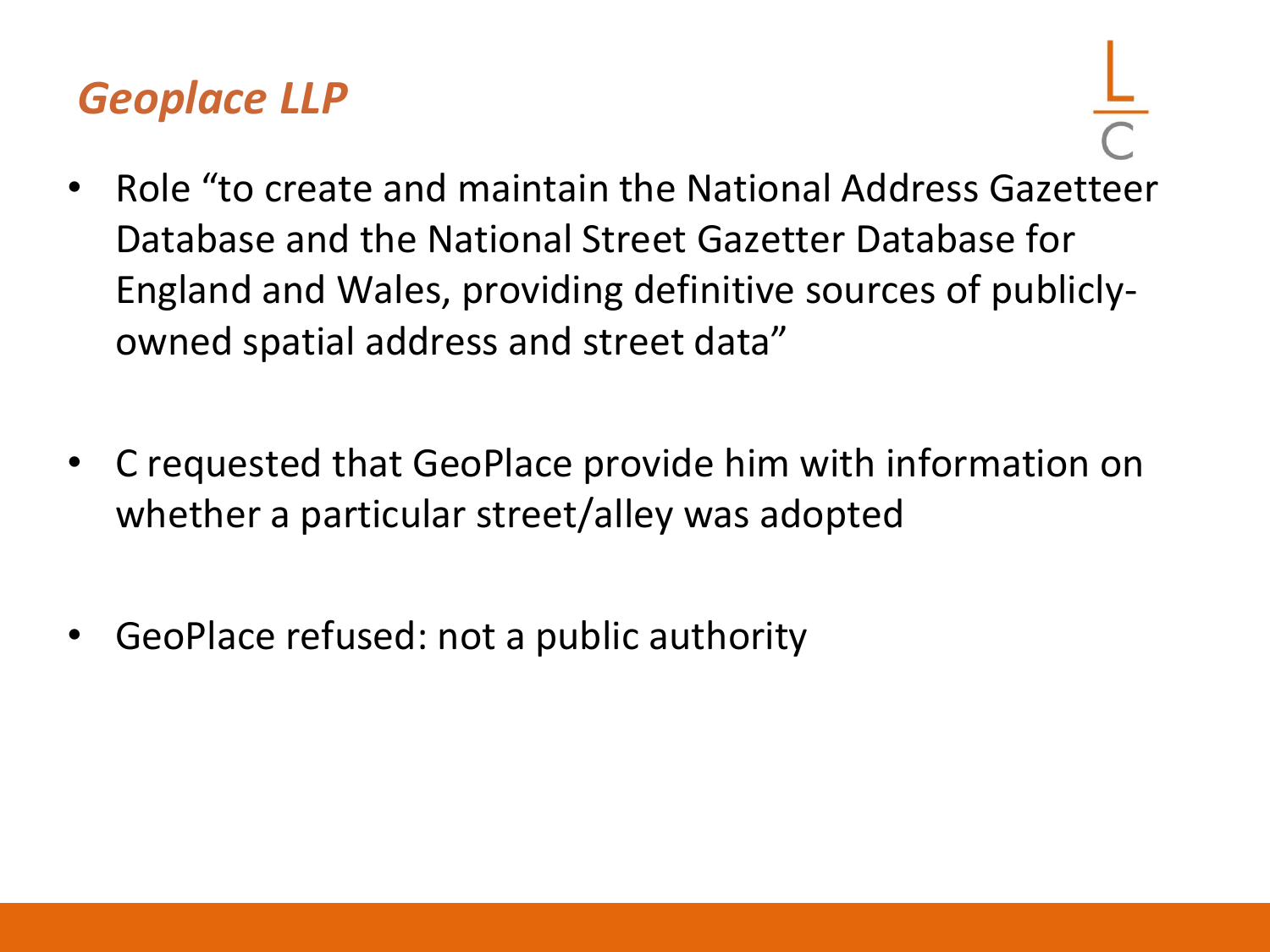## *Geoplace LLP*

- Role "to create and maintain the National Address Gazetteer Database and the National Street Gazetter Database for England and Wales, providing definitive sources of publicly-owned spatial address and street data"
- C requested that GeoPlace provide him with information on whether a particular street/alley was adopted
- GeoPlace refused: not a public authority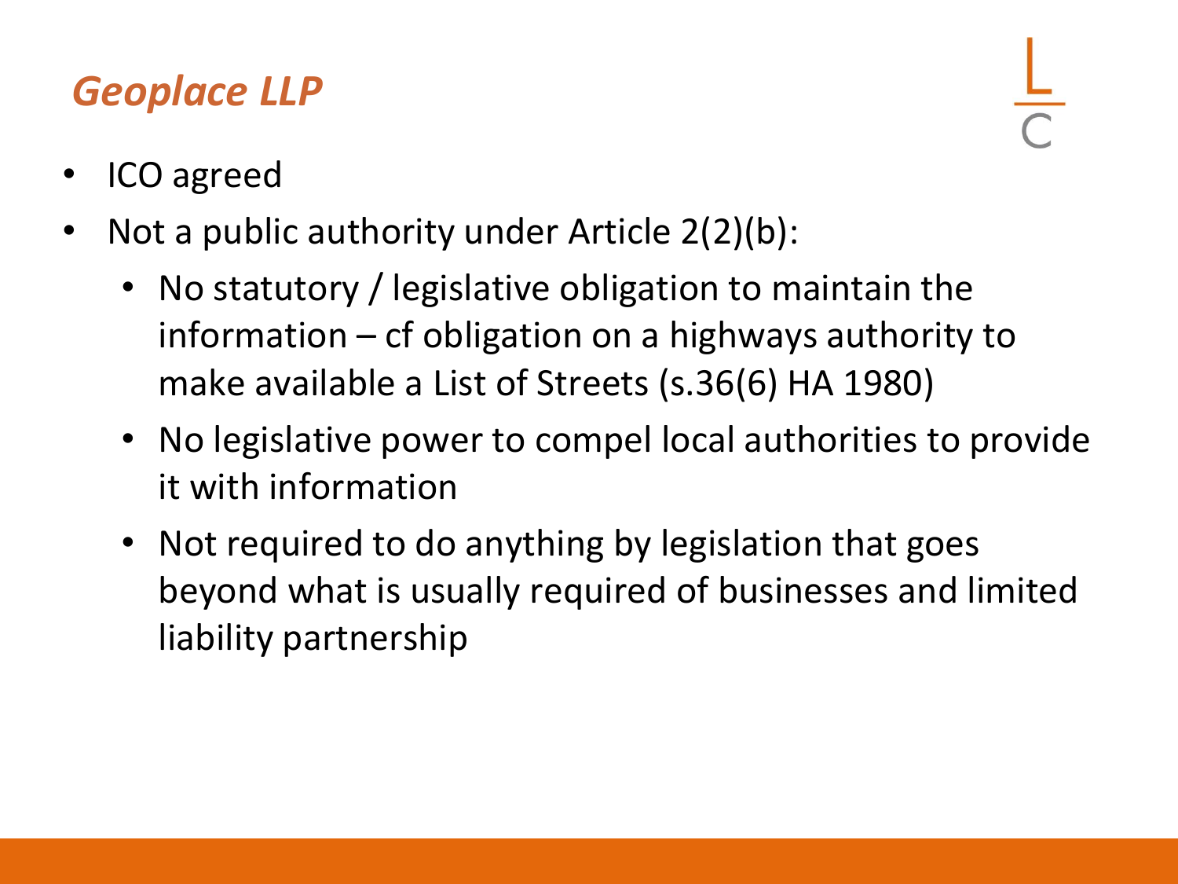## *Geoplace LLP*

- ICO agreed
- Not a public authority under Article 2(2)(b):
  - No statutory / legislative obligation to maintain the information – cf obligation on a highways authority to make available a List of Streets (s.36(6) HA 1980)
  - No legislative power to compel local authorities to provide it with information
  - Not required to do anything by legislation that goes beyond what is usually required of businesses and limited liability partnership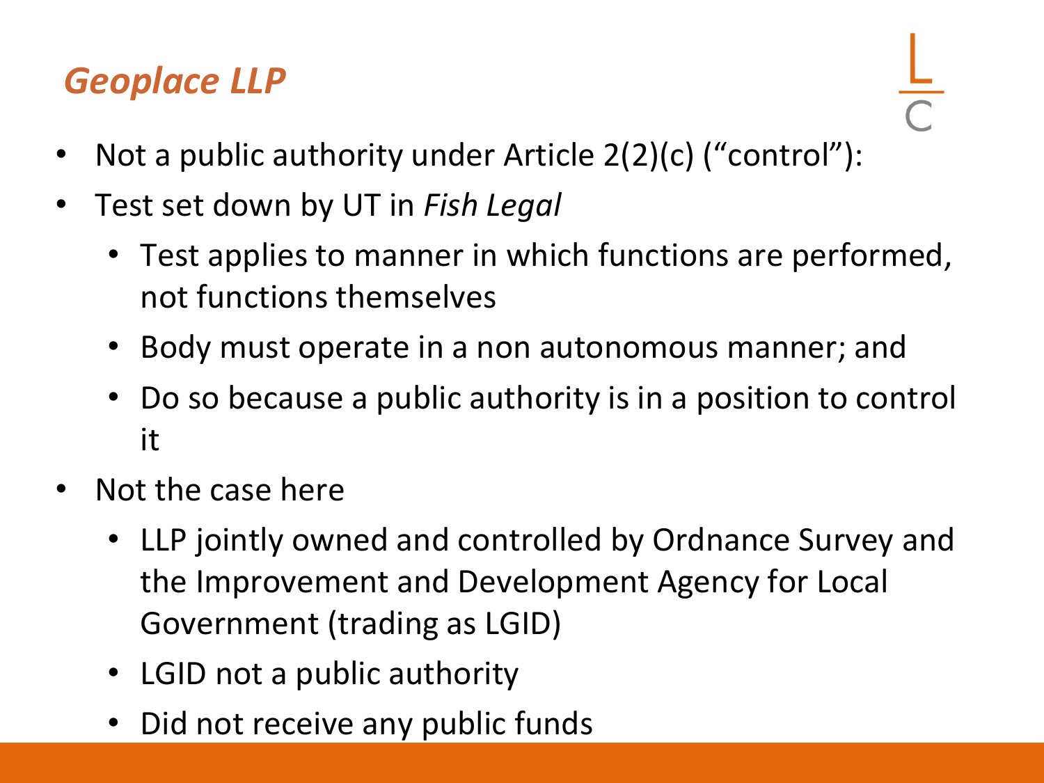## *Geoplace LLP*

- Not a public authority under Article 2(2)(c) ("control"):
- Test set down by UT in *Fish Legal*
  - Test applies to manner in which functions are performed, not functions themselves
  - Body must operate in a non autonomous manner; and
  - Do so because a public authority is in a position to control it
- Not the case here
  - LLP jointly owned and controlled by Ordnance Survey and the Improvement and Development Agency for Local Government (trading as LGID)
  - LGID not a public authority
  - Did not receive any public funds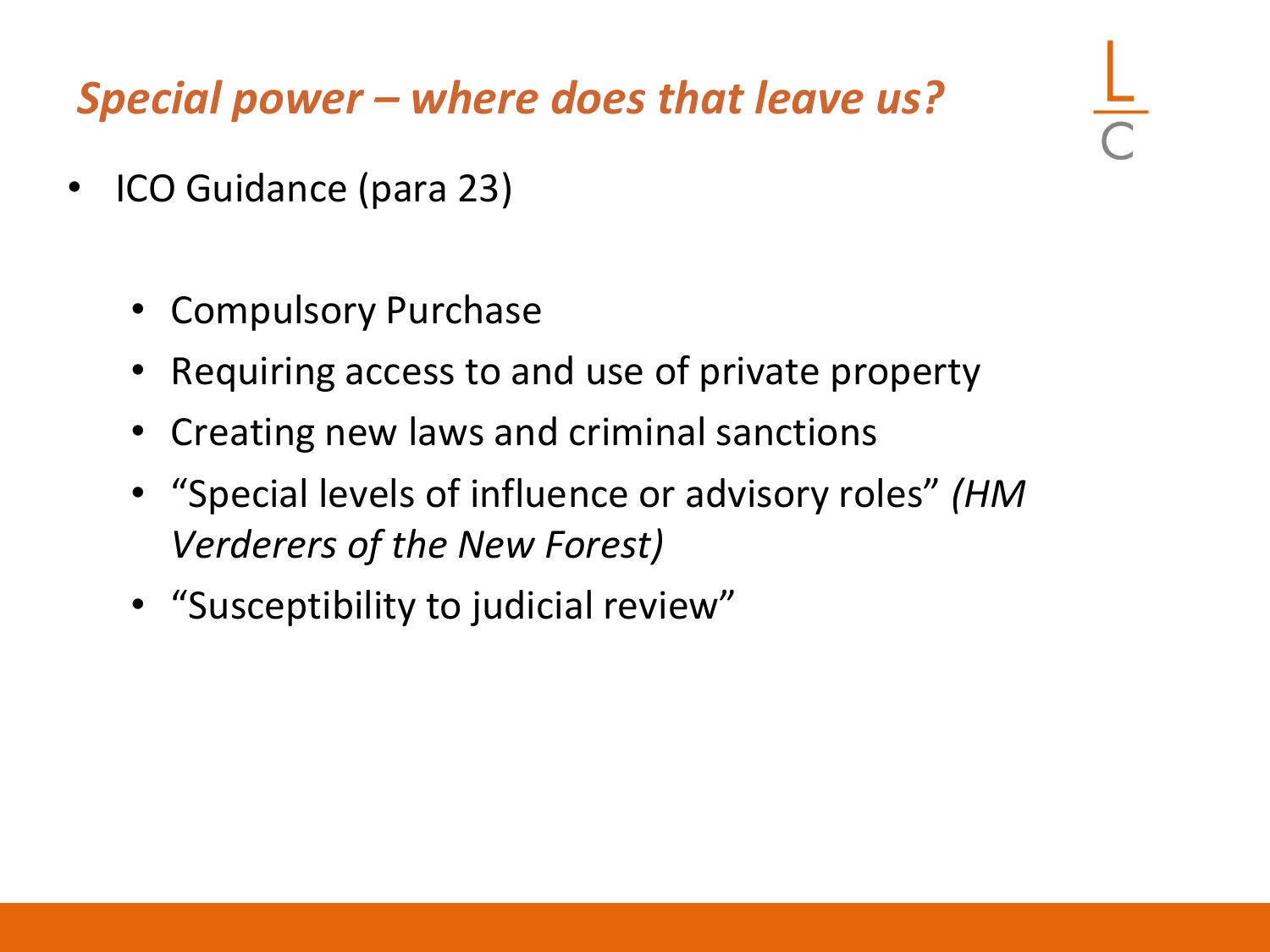## *Special power – where does that leave us?*

- ICO Guidance (para 23)
  - Compulsory Purchase
  - Requiring access to and use of private property
  - Creating new laws and criminal sanctions
  - "Special levels of influence or advisory roles" *(HM Verderers of the New Forest)*
  - "Susceptibility to judicial review"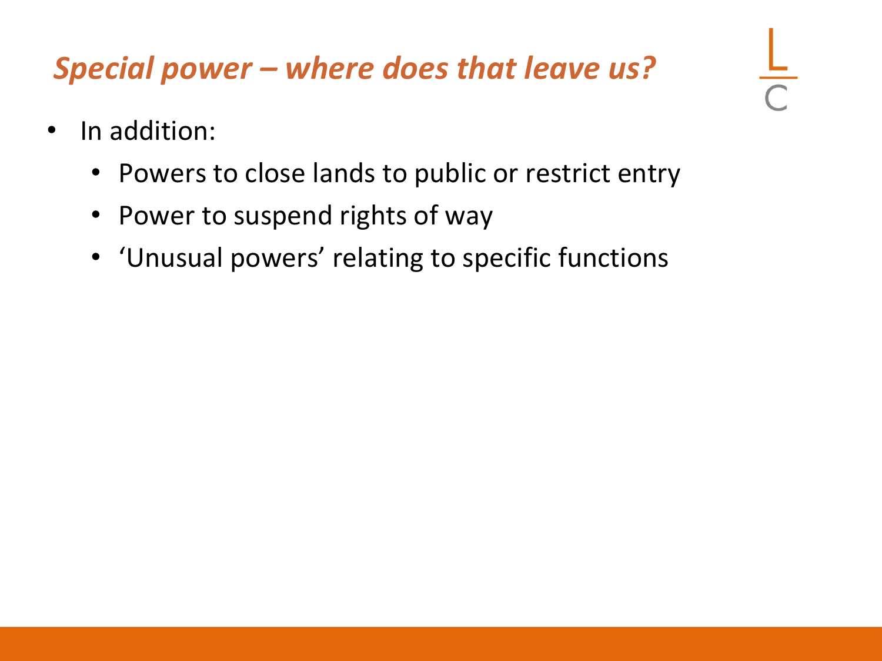## *Special power – where does that leave us?*

- In addition:
  - Powers to close lands to public or restrict entry
  - Power to suspend rights of way
  - 'Unusual powers' relating to specific functions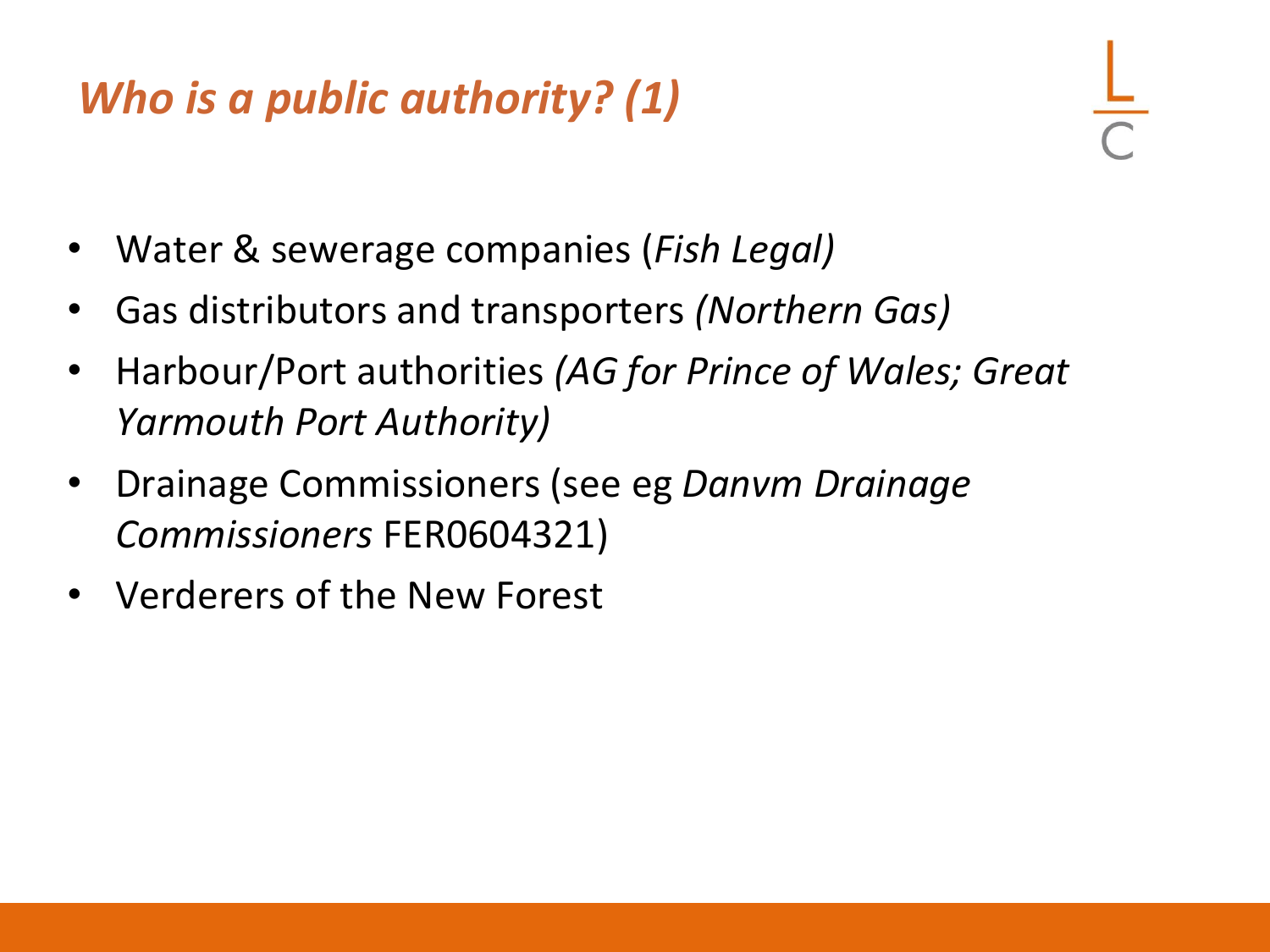## *Who is a public authority? (1)*

- Water & sewerage companies (*Fish Legal)*
- Gas distributors and transporters *(Northern Gas)*
- Harbour/Port authorities *(AG for Prince of Wales; Great Yarmouth Port Authority)*
- Drainage Commissioners (see eg *Danvm Drainage Commissioners* FER0604321)
- Verderers of the New Forest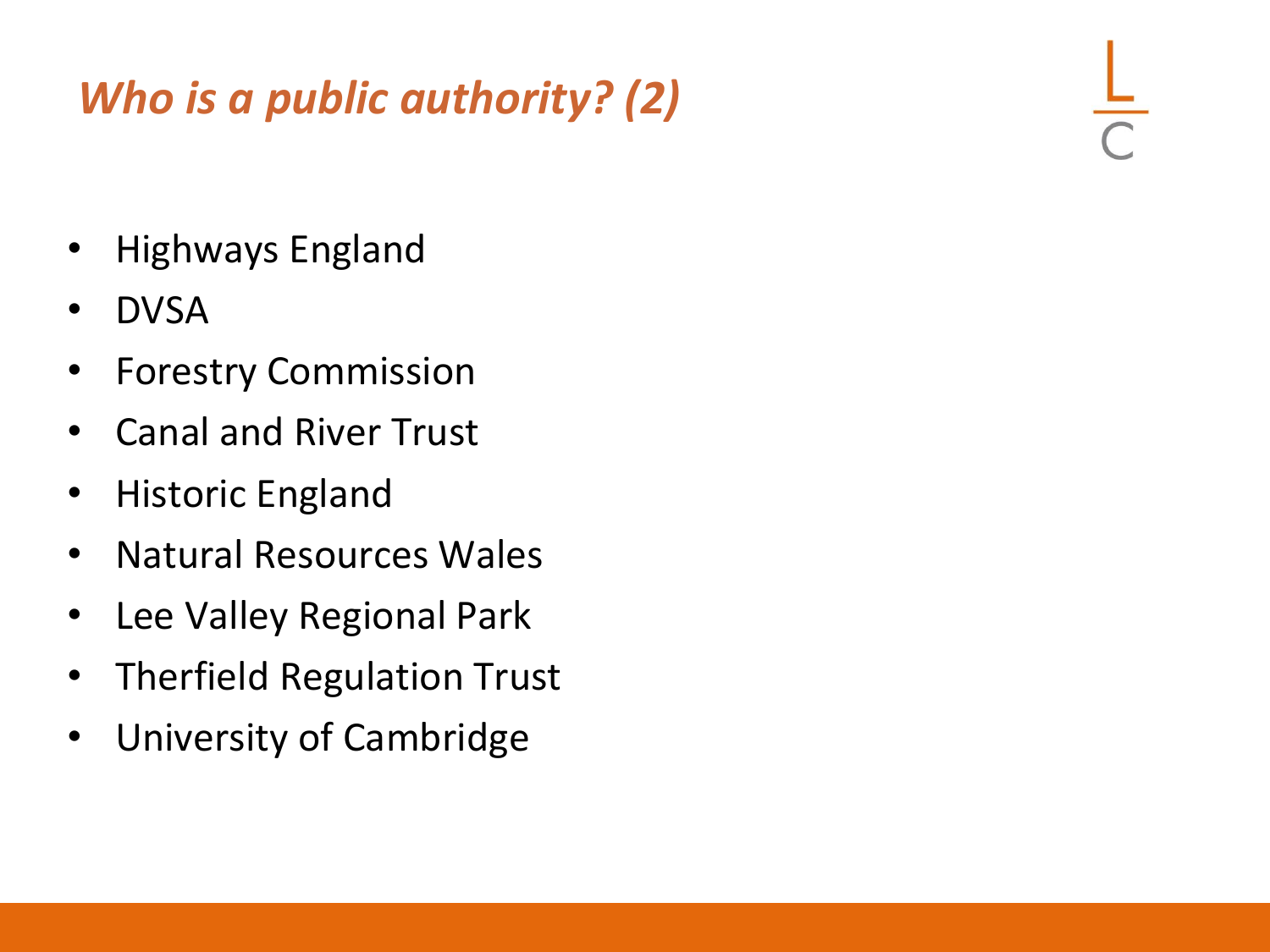## *Who is a public authority? (2)*

- Highways England
- DVSA
- Forestry Commission
- Canal and River Trust
- Historic England
- Natural Resources Wales
- Lee Valley Regional Park
- Therfield Regulation Trust
- University of Cambridge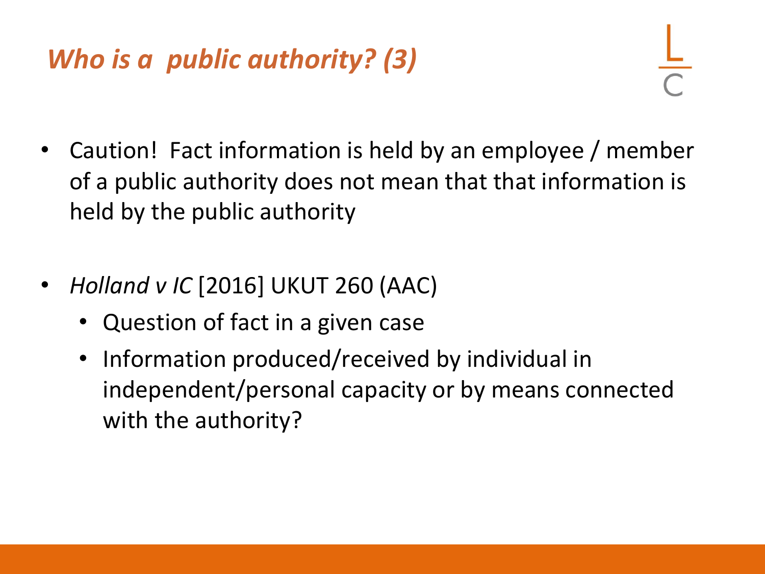## *Who is a  public authority? (3)*

- Caution!  Fact information is held by an employee / member of a public authority does not mean that that information is held by the public authority

- *Holland v IC* [2016] UKUT 260 (AAC)
  - Question of fact in a given case
  - Information produced/received by individual in independent/personal capacity or by means connected with the authority?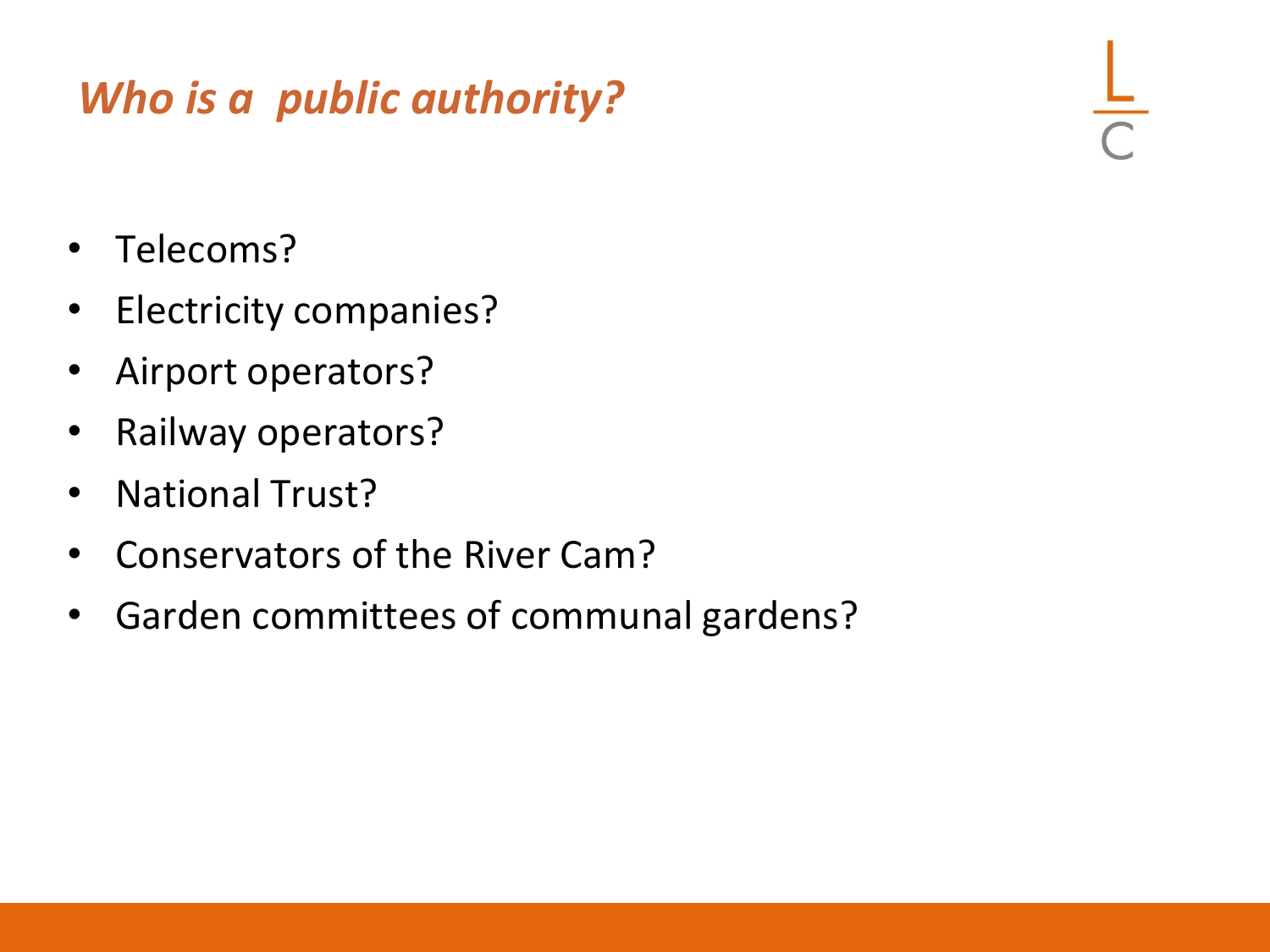## *Who is a public authority?*

- Telecoms?
- Electricity companies?
- Airport operators?
- Railway operators?
- National Trust?
- Conservators of the River Cam?
- Garden committees of communal gardens?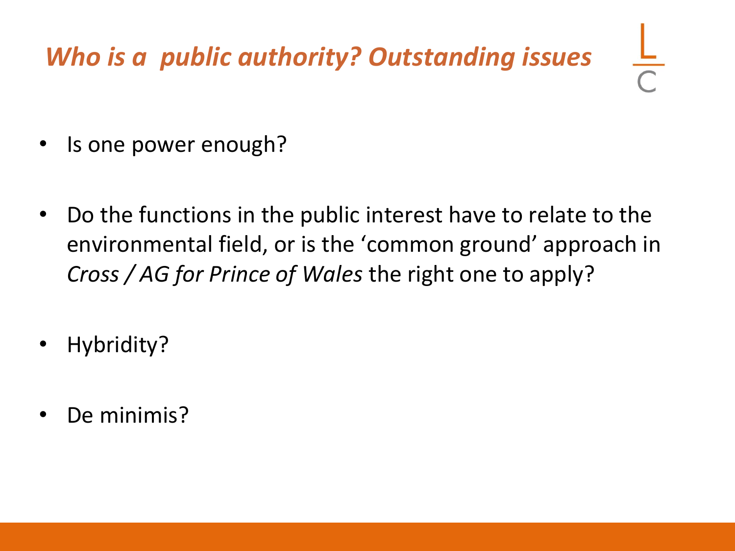# *Who is a public authority? Outstanding issues*

- Is one power enough?
- Do the functions in the public interest have to relate to the environmental field, or is the 'common ground' approach in *Cross / AG for Prince of Wales* the right one to apply?
- Hybridity?
- De minimis?